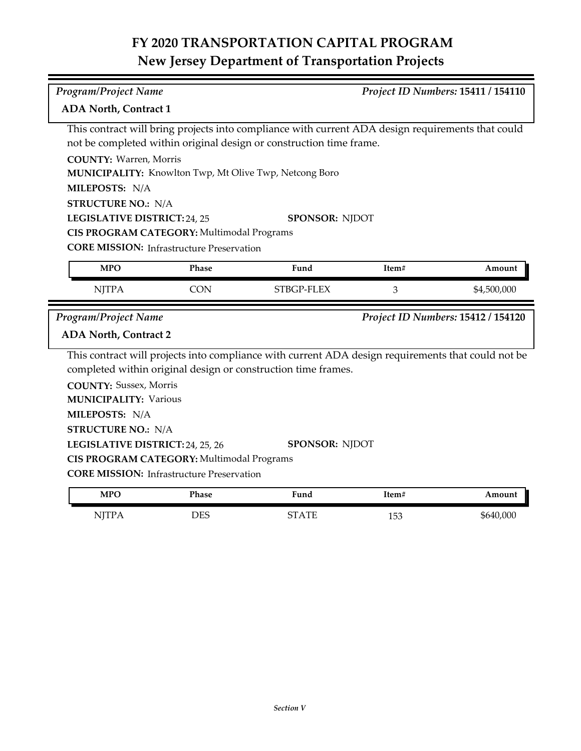# FY 2020 TRANSPORTATION CAPITAL PROGRAM
## New Jersey Department of Transportation Projects

*Program/Project Name* | *Project ID Numbers:* **15411 / 154110**

**ADA North, Contract 1**

This contract will bring projects into compliance with current ADA design requirements that could not be completed within original design or construction time frame.

**COUNTY:** Warren, Morris
**MUNICIPALITY:** Knowlton Twp, Mt Olive Twp, Netcong Boro
**MILEPOSTS:** N/A
**STRUCTURE NO.:** N/A
**LEGISLATIVE DISTRICT:** 24, 25
**SPONSOR:** NJDOT
**CIS PROGRAM CATEGORY:** Multimodal Programs
**CORE MISSION:** Infrastructure Preservation

| MPO | Phase | Fund | Item# | Amount |
|---|---|---|---|---|
| NJTPA | CON | STBGP-FLEX | 3 | $4,500,000 |

*Program/Project Name* | *Project ID Numbers:* **15412 / 154120**

**ADA North, Contract 2**

This contract will projects into compliance with current ADA design requirements that could not be completed within original design or construction time frames.

**COUNTY:** Sussex, Morris
**MUNICIPALITY:** Various
**MILEPOSTS:** N/A
**STRUCTURE NO.:** N/A
**LEGISLATIVE DISTRICT:** 24, 25, 26
**SPONSOR:** NJDOT
**CIS PROGRAM CATEGORY:** Multimodal Programs
**CORE MISSION:** Infrastructure Preservation

| MPO | Phase | Fund | Item# | Amount |
|---|---|---|---|---|
| NJTPA | DES | STATE | 153 | $640,000 |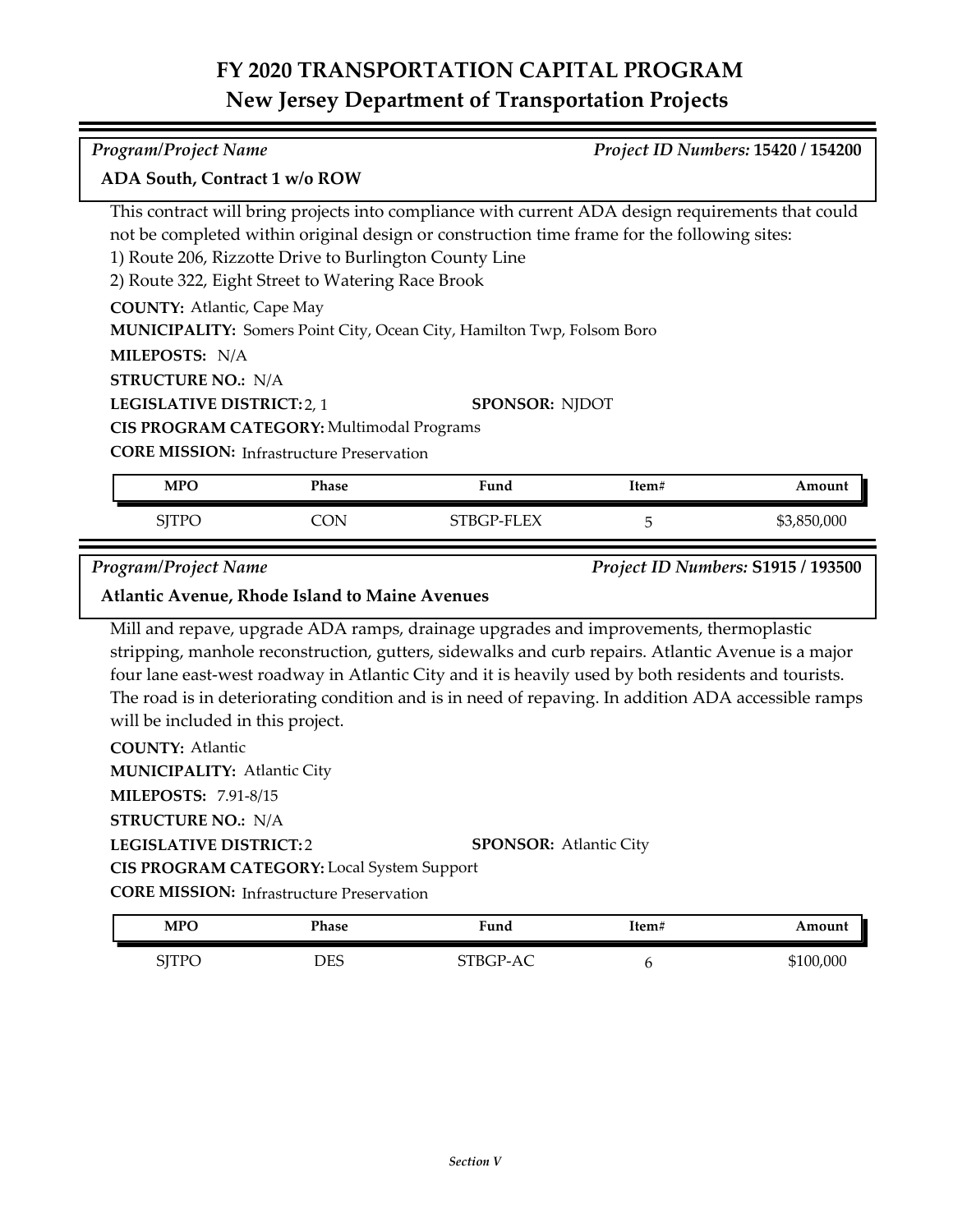# FY 2020 TRANSPORTATION CAPITAL PROGRAM
## New Jersey Department of Transportation Projects

*Program/Project Name* | *Project ID Numbers:* **15420 / 154200**

**ADA South, Contract 1 w/o ROW**

This contract will bring projects into compliance with current ADA design requirements that could not be completed within original design or construction time frame for the following sites:
1) Route 206, Rizzotte Drive to Burlington County Line
2) Route 322, Eight Street to Watering Race Brook

**COUNTY:** Atlantic, Cape May

**MUNICIPALITY:** Somers Point City, Ocean City, Hamilton Twp, Folsom Boro

**MILEPOSTS:** N/A

**STRUCTURE NO.:** N/A

**LEGISLATIVE DISTRICT:** 2, 1 | **SPONSOR:** NJDOT

**CIS PROGRAM CATEGORY:** Multimodal Programs

**CORE MISSION:** Infrastructure Preservation

| MPO | Phase | Fund | Item# | Amount |
|---|---|---|---|---|
| SJTPO | CON | STBGP-FLEX | 5 | $3,850,000 |

*Program/Project Name* | *Project ID Numbers:* **S1915 / 193500**

**Atlantic Avenue, Rhode Island to Maine Avenues**

Mill and repave, upgrade ADA ramps, drainage upgrades and improvements, thermoplastic stripping, manhole reconstruction, gutters, sidewalks and curb repairs. Atlantic Avenue is a major four lane east-west roadway in Atlantic City and it is heavily used by both residents and tourists. The road is in deteriorating condition and is in need of repaving. In addition ADA accessible ramps will be included in this project.

**COUNTY:** Atlantic

**MUNICIPALITY:** Atlantic City

**MILEPOSTS:** 7.91-8/15

**STRUCTURE NO.:** N/A

**LEGISLATIVE DISTRICT:** 2 | **SPONSOR:** Atlantic City

**CIS PROGRAM CATEGORY:** Local System Support

**CORE MISSION:** Infrastructure Preservation

| MPO | Phase | Fund | Item# | Amount |
|---|---|---|---|---|
| SJTPO | DES | STBGP-AC | 6 | $100,000 |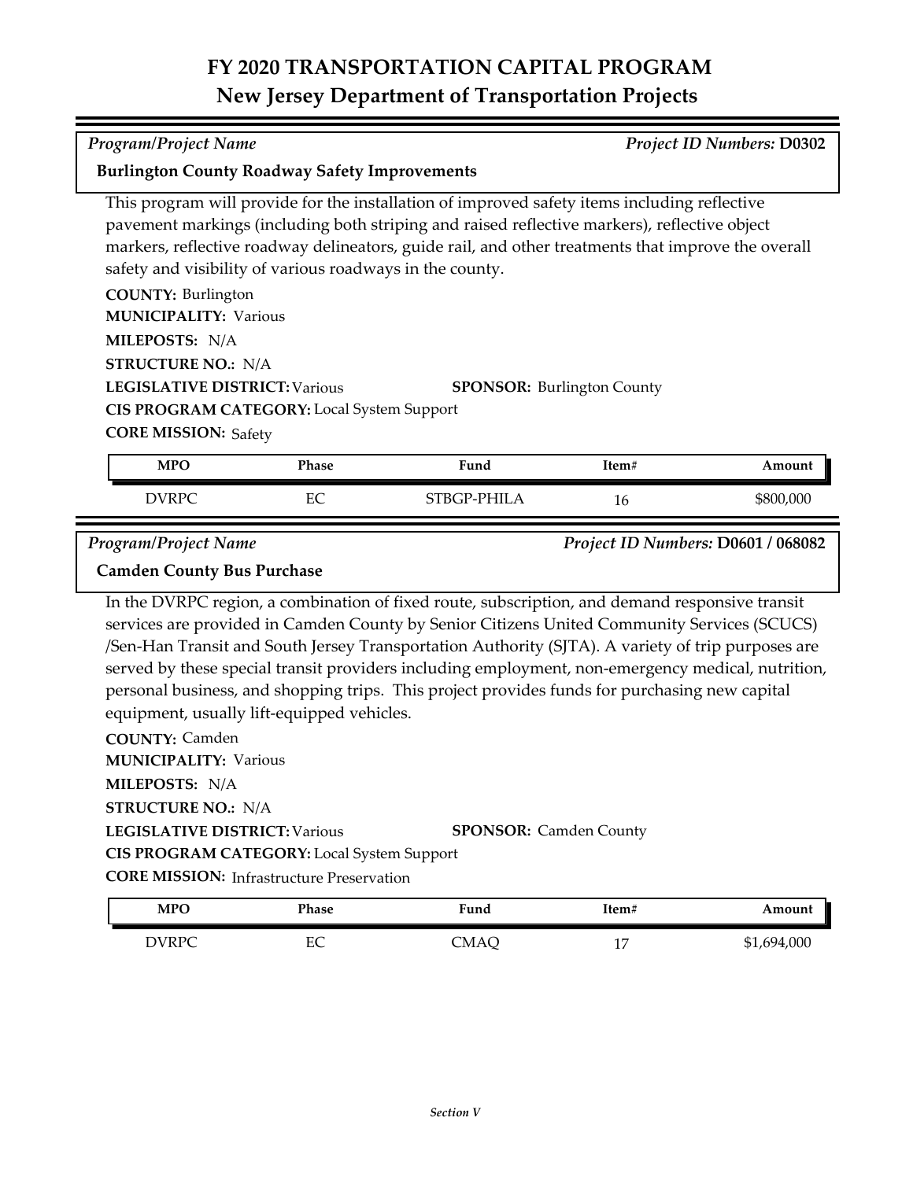# FY 2020 TRANSPORTATION CAPITAL PROGRAM
## New Jersey Department of Transportation Projects

*Program/Project Name* *Project ID Numbers:* **D0302**

**Burlington County Roadway Safety Improvements**

This program will provide for the installation of improved safety items including reflective pavement markings (including both striping and raised reflective markers), reflective object markers, reflective roadway delineators, guide rail, and other treatments that improve the overall safety and visibility of various roadways in the county.

**COUNTY:** Burlington
**MUNICIPALITY:** Various
**MILEPOSTS:** N/A
**STRUCTURE NO.:** N/A
**LEGISLATIVE DISTRICT:** Various
**SPONSOR:** Burlington County
**CIS PROGRAM CATEGORY:** Local System Support
**CORE MISSION:** Safety

| MPO | Phase | Fund | Item# | Amount |
|---|---|---|---|---|
| DVRPC | EC | STBGP-PHILA | 16 | $800,000 |

*Program/Project Name* *Project ID Numbers:* **D0601 / 068082**

**Camden County Bus Purchase**

In the DVRPC region, a combination of fixed route, subscription, and demand responsive transit services are provided in Camden County by Senior Citizens United Community Services (SCUCS) /Sen-Han Transit and South Jersey Transportation Authority (SJTA). A variety of trip purposes are served by these special transit providers including employment, non-emergency medical, nutrition, personal business, and shopping trips. This project provides funds for purchasing new capital equipment, usually lift-equipped vehicles.

**COUNTY:** Camden
**MUNICIPALITY:** Various
**MILEPOSTS:** N/A
**STRUCTURE NO.:** N/A
**LEGISLATIVE DISTRICT:** Various
**SPONSOR:** Camden County
**CIS PROGRAM CATEGORY:** Local System Support
**CORE MISSION:** Infrastructure Preservation

| MPO | Phase | Fund | Item# | Amount |
|---|---|---|---|---|
| DVRPC | EC | CMAQ | 17 | $1,694,000 |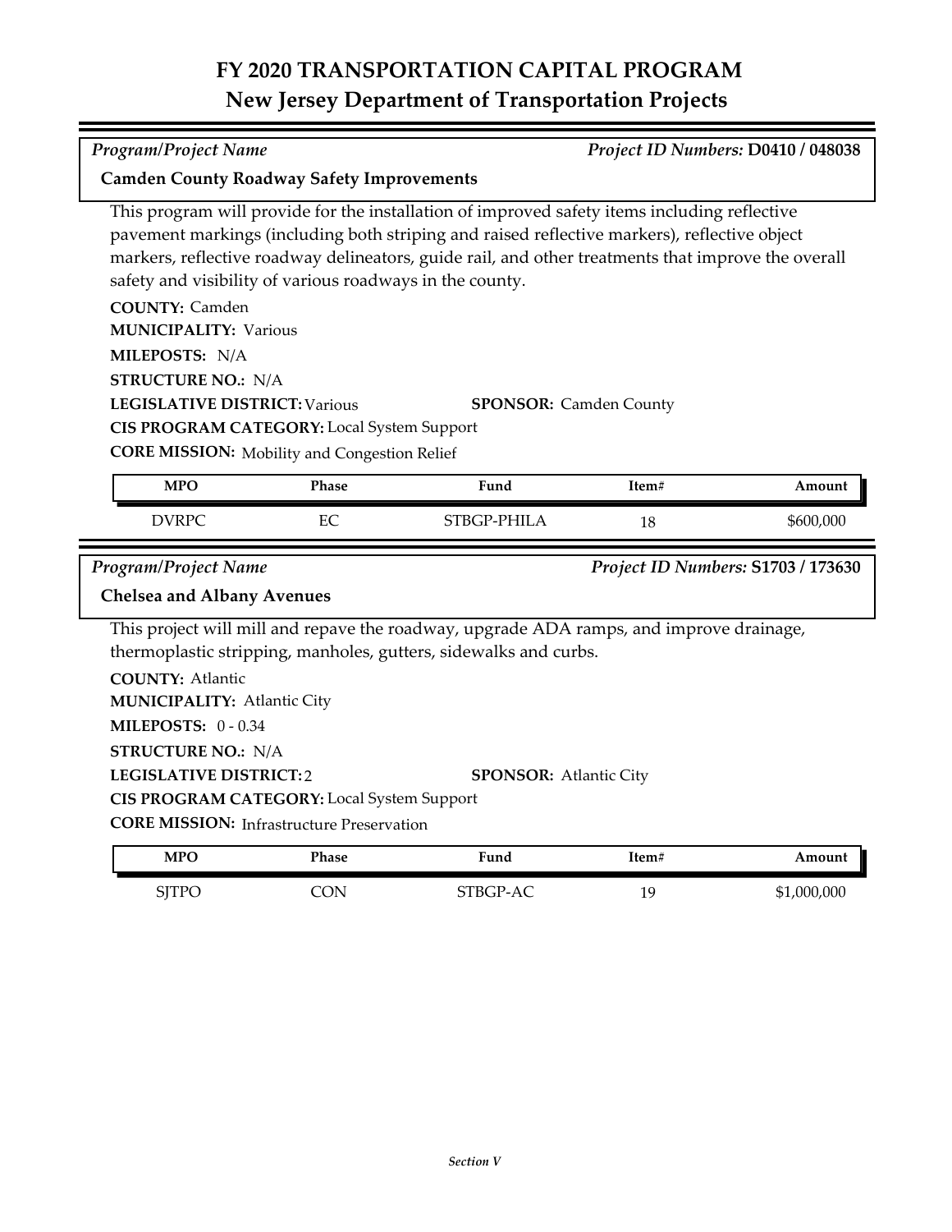# FY 2020 TRANSPORTATION CAPITAL PROGRAM
## New Jersey Department of Transportation Projects

*Program/Project Name* *Project ID Numbers:* **D0410 / 048038**

**Camden County Roadway Safety Improvements**

This program will provide for the installation of improved safety items including reflective pavement markings (including both striping and raised reflective markers), reflective object markers, reflective roadway delineators, guide rail, and other treatments that improve the overall safety and visibility of various roadways in the county.

**COUNTY:** Camden
**MUNICIPALITY:** Various
**MILEPOSTS:** N/A
**STRUCTURE NO.:** N/A
**LEGISLATIVE DISTRICT:** Various **SPONSOR:** Camden County
**CIS PROGRAM CATEGORY:** Local System Support
**CORE MISSION:** Mobility and Congestion Relief

| MPO | Phase | Fund | Item# | Amount |
|---|---|---|---|---|
| DVRPC | EC | STBGP-PHILA | 18 | $600,000 |

*Program/Project Name* *Project ID Numbers:* **S1703 / 173630**

**Chelsea and Albany Avenues**

This project will mill and repave the roadway, upgrade ADA ramps, and improve drainage, thermoplastic stripping, manholes, gutters, sidewalks and curbs.

**COUNTY:** Atlantic
**MUNICIPALITY:** Atlantic City
**MILEPOSTS:** 0 - 0.34
**STRUCTURE NO.:** N/A
**LEGISLATIVE DISTRICT:** 2 **SPONSOR:** Atlantic City
**CIS PROGRAM CATEGORY:** Local System Support
**CORE MISSION:** Infrastructure Preservation

| MPO | Phase | Fund | Item# | Amount |
|---|---|---|---|---|
| SJTPO | CON | STBGP-AC | 19 | $1,000,000 |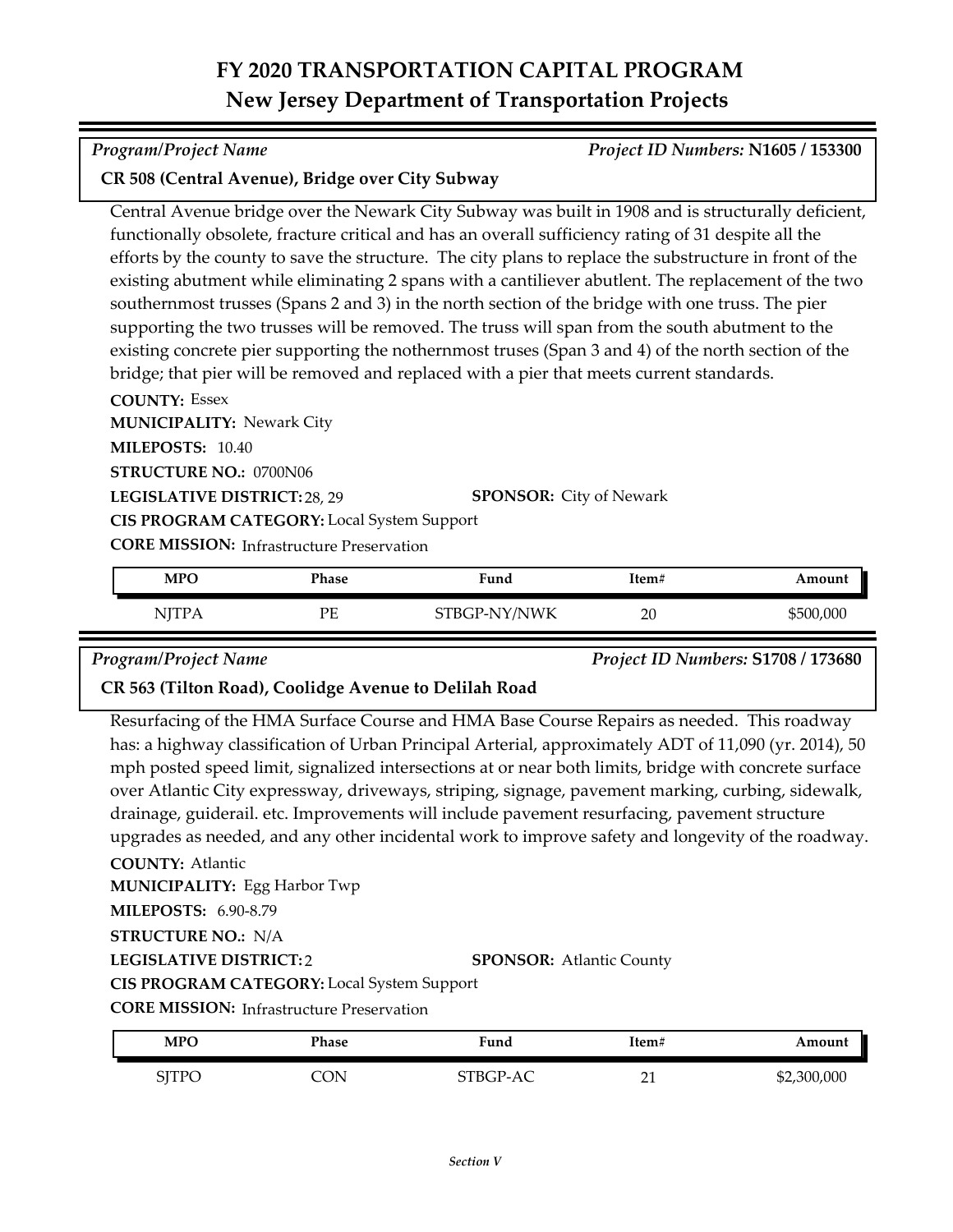# FY 2020 TRANSPORTATION CAPITAL PROGRAM
## New Jersey Department of Transportation Projects

*Program/Project Name* — *Project ID Numbers:* **N1605 / 153300**

**CR 508 (Central Avenue), Bridge over City Subway**

Central Avenue bridge over the Newark City Subway was built in 1908 and is structurally deficient, functionally obsolete, fracture critical and has an overall sufficiency rating of 31 despite all the efforts by the county to save the structure. The city plans to replace the substructure in front of the existing abutment while eliminating 2 spans with a cantiliever abutlent. The replacement of the two southernmost trusses (Spans 2 and 3) in the north section of the bridge with one truss. The pier supporting the two trusses will be removed. The truss will span from the south abutment to the existing concrete pier supporting the nothernmost truses (Span 3 and 4) of the north section of the bridge; that pier will be removed and replaced with a pier that meets current standards.

**COUNTY:** Essex
**MUNICIPALITY:** Newark City
**MILEPOSTS:** 10.40
**STRUCTURE NO.:** 0700N06
**LEGISLATIVE DISTRICT:** 28, 29
**SPONSOR:** City of Newark
**CIS PROGRAM CATEGORY:** Local System Support
**CORE MISSION:** Infrastructure Preservation

| MPO | Phase | Fund | Item# | Amount |
|---|---|---|---|---|
| NJTPA | PE | STBGP-NY/NWK | 20 | $500,000 |

*Program/Project Name* — *Project ID Numbers:* **S1708 / 173680**

**CR 563 (Tilton Road), Coolidge Avenue to Delilah Road**

Resurfacing of the HMA Surface Course and HMA Base Course Repairs as needed. This roadway has: a highway classification of Urban Principal Arterial, approximately ADT of 11,090 (yr. 2014), 50 mph posted speed limit, signalized intersections at or near both limits, bridge with concrete surface over Atlantic City expressway, driveways, striping, signage, pavement marking, curbing, sidewalk, drainage, guiderail. etc. Improvements will include pavement resurfacing, pavement structure upgrades as needed, and any other incidental work to improve safety and longevity of the roadway.

**COUNTY:** Atlantic
**MUNICIPALITY:** Egg Harbor Twp
**MILEPOSTS:** 6.90-8.79
**STRUCTURE NO.:** N/A
**LEGISLATIVE DISTRICT:** 2
**SPONSOR:** Atlantic County
**CIS PROGRAM CATEGORY:** Local System Support
**CORE MISSION:** Infrastructure Preservation

| MPO | Phase | Fund | Item# | Amount |
|---|---|---|---|---|
| SJTPO | CON | STBGP-AC | 21 | $2,300,000 |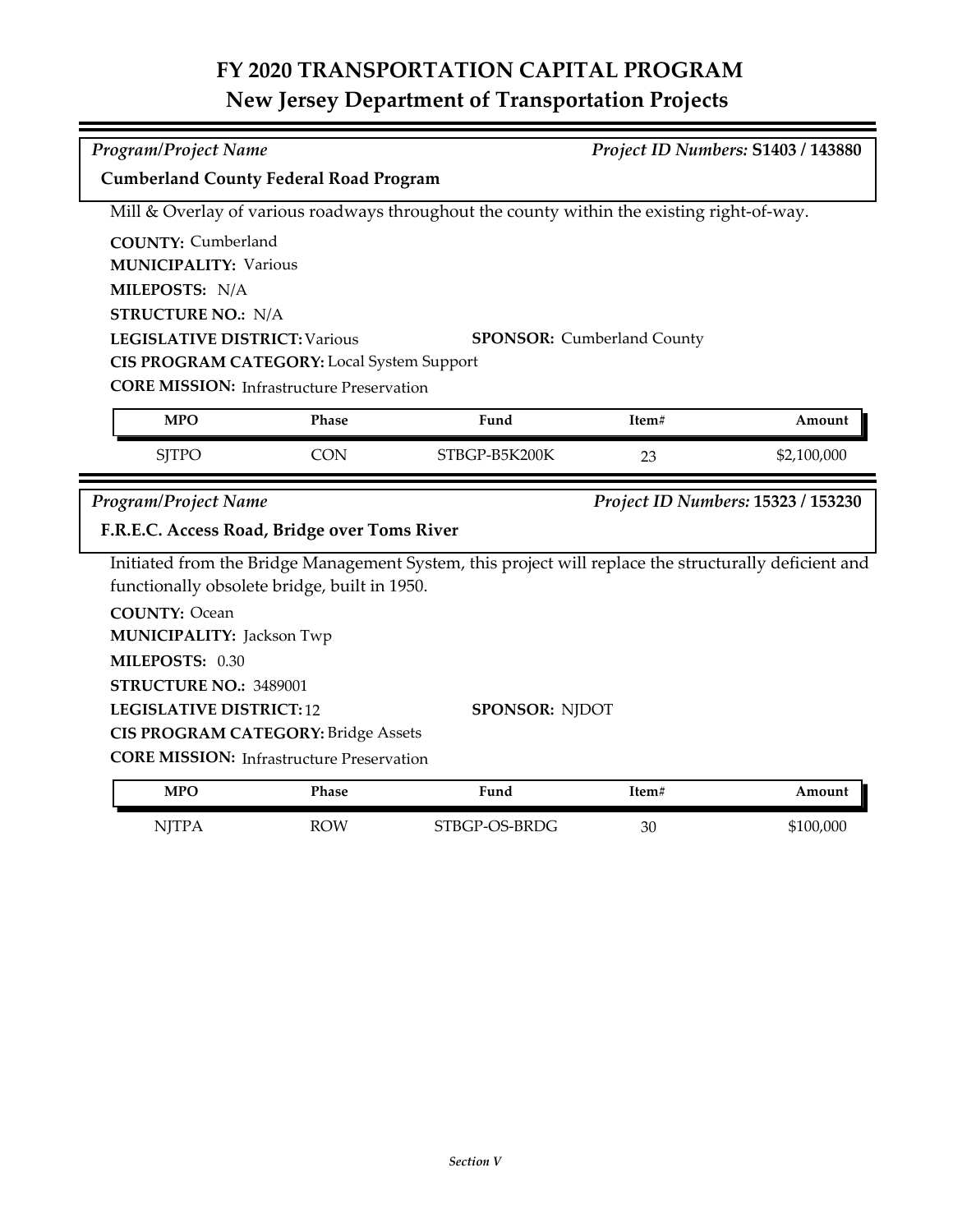# FY 2020 TRANSPORTATION CAPITAL PROGRAM
## New Jersey Department of Transportation Projects

*Program/Project Name* | *Project ID Numbers:* **S1403 / 143880**

**Cumberland County Federal Road Program**

Mill & Overlay of various roadways throughout the county within the existing right-of-way.

**COUNTY:** Cumberland
**MUNICIPALITY:** Various
**MILEPOSTS:** N/A
**STRUCTURE NO.:** N/A
**LEGISLATIVE DISTRICT:** Various
**SPONSOR:** Cumberland County
**CIS PROGRAM CATEGORY:** Local System Support
**CORE MISSION:** Infrastructure Preservation

| MPO | Phase | Fund | Item# | Amount |
|---|---|---|---|---|
| SJTPO | CON | STBGP-B5K200K | 23 | $2,100,000 |

---

*Program/Project Name* | *Project ID Numbers:* **15323 / 153230**

**F.R.E.C. Access Road, Bridge over Toms River**

Initiated from the Bridge Management System, this project will replace the structurally deficient and functionally obsolete bridge, built in 1950.

**COUNTY:** Ocean
**MUNICIPALITY:** Jackson Twp
**MILEPOSTS:** 0.30
**STRUCTURE NO.:** 3489001
**LEGISLATIVE DISTRICT:** 12
**SPONSOR:** NJDOT
**CIS PROGRAM CATEGORY:** Bridge Assets
**CORE MISSION:** Infrastructure Preservation

| MPO | Phase | Fund | Item# | Amount |
|---|---|---|---|---|
| NJTPA | ROW | STBGP-OS-BRDG | 30 | $100,000 |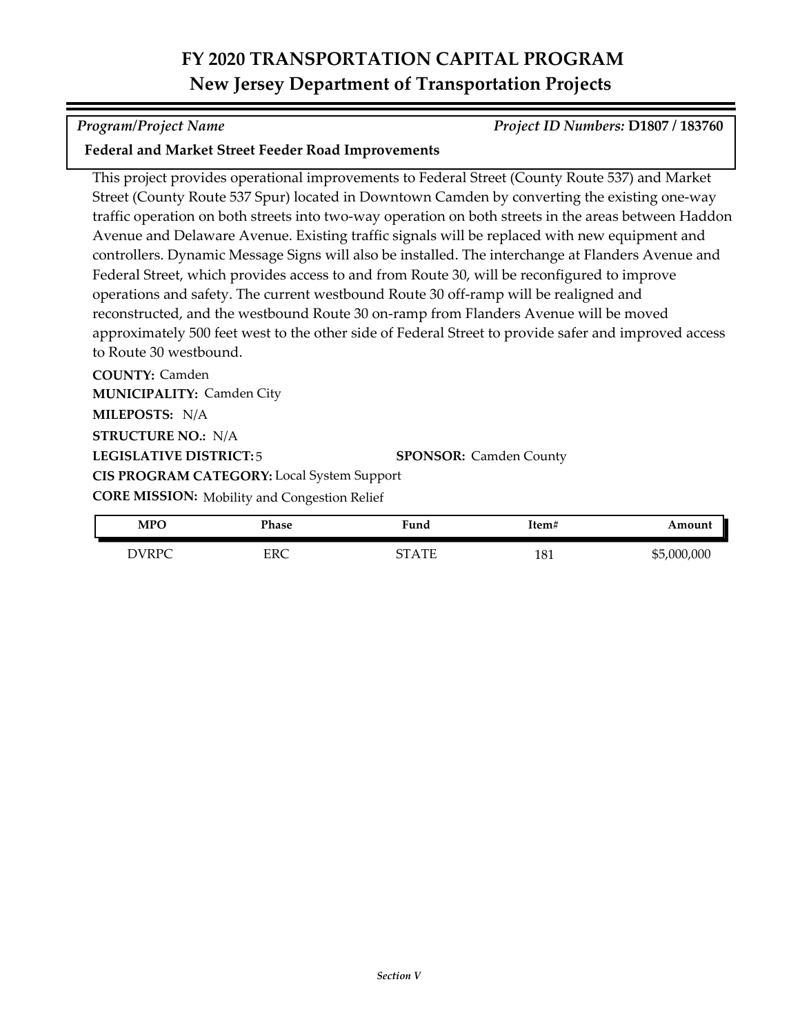# FY 2020 TRANSPORTATION CAPITAL PROGRAM
## New Jersey Department of Transportation Projects

*Program/Project Name* | *Project ID Numbers:* **D1807 / 183760**

**Federal and Market Street Feeder Road Improvements**

This project provides operational improvements to Federal Street (County Route 537) and Market Street (County Route 537 Spur) located in Downtown Camden by converting the existing one-way traffic operation on both streets into two-way operation on both streets in the areas between Haddon Avenue and Delaware Avenue. Existing traffic signals will be replaced with new equipment and controllers. Dynamic Message Signs will also be installed. The interchange at Flanders Avenue and Federal Street, which provides access to and from Route 30, will be reconfigured to improve operations and safety. The current westbound Route 30 off-ramp will be realigned and reconstructed, and the westbound Route 30 on-ramp from Flanders Avenue will be moved approximately 500 feet west to the other side of Federal Street to provide safer and improved access to Route 30 westbound.

**COUNTY:** Camden

**MUNICIPALITY:** Camden City

**MILEPOSTS:** N/A

**STRUCTURE NO.:** N/A

**LEGISLATIVE DISTRICT:** 5

**SPONSOR:** Camden County

**CIS PROGRAM CATEGORY:** Local System Support

**CORE MISSION:** Mobility and Congestion Relief

| MPO | Phase | Fund | Item# | Amount |
|---|---|---|---|---|
| DVRPC | ERC | STATE | 181 | $5,000,000 |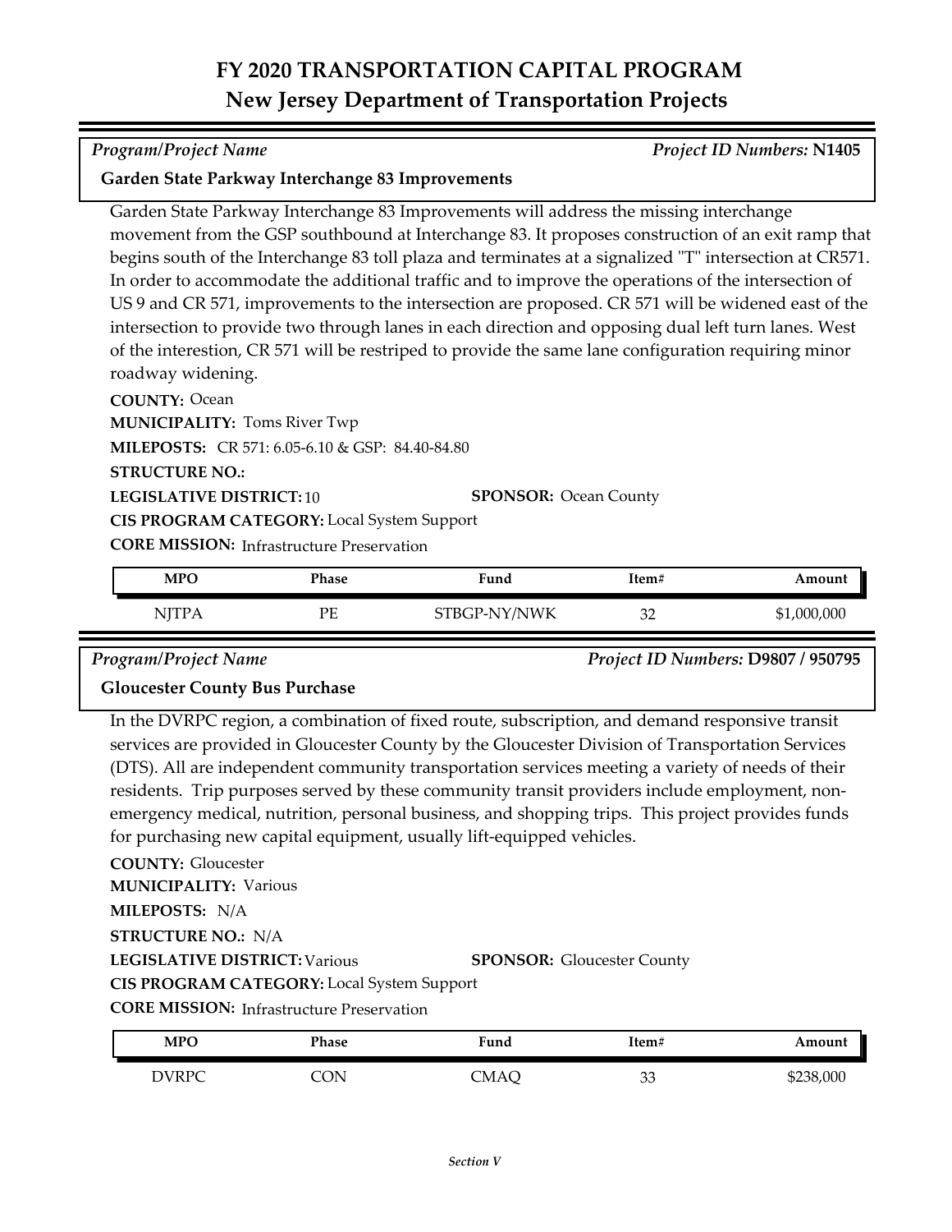# FY 2020 TRANSPORTATION CAPITAL PROGRAM
## New Jersey Department of Transportation Projects

*Program/Project Name* | *Project ID Numbers:* **N1405**

**Garden State Parkway Interchange 83 Improvements**

Garden State Parkway Interchange 83 Improvements will address the missing interchange movement from the GSP southbound at Interchange 83. It proposes construction of an exit ramp that begins south of the Interchange 83 toll plaza and terminates at a signalized "T" intersection at CR571. In order to accommodate the additional traffic and to improve the operations of the intersection of US 9 and CR 571, improvements to the intersection are proposed. CR 571 will be widened east of the intersection to provide two through lanes in each direction and opposing dual left turn lanes. West of the interestion, CR 571 will be restriped to provide the same lane configuration requiring minor roadway widening.

**COUNTY:** Ocean
**MUNICIPALITY:** Toms River Twp
**MILEPOSTS:** CR 571: 6.05-6.10 & GSP: 84.40-84.80
**STRUCTURE NO.:**
**LEGISLATIVE DISTRICT:** 10
**SPONSOR:** Ocean County
**CIS PROGRAM CATEGORY:** Local System Support
**CORE MISSION:** Infrastructure Preservation

| MPO | Phase | Fund | Item# | Amount |
|---|---|---|---|---|
| NJTPA | PE | STBGP-NY/NWK | 32 | $1,000,000 |

*Program/Project Name* | *Project ID Numbers:* **D9807 / 950795**

**Gloucester County Bus Purchase**

In the DVRPC region, a combination of fixed route, subscription, and demand responsive transit services are provided in Gloucester County by the Gloucester Division of Transportation Services (DTS). All are independent community transportation services meeting a variety of needs of their residents. Trip purposes served by these community transit providers include employment, non-emergency medical, nutrition, personal business, and shopping trips. This project provides funds for purchasing new capital equipment, usually lift-equipped vehicles.

**COUNTY:** Gloucester
**MUNICIPALITY:** Various
**MILEPOSTS:** N/A
**STRUCTURE NO.:** N/A
**LEGISLATIVE DISTRICT:** Various
**SPONSOR:** Gloucester County
**CIS PROGRAM CATEGORY:** Local System Support
**CORE MISSION:** Infrastructure Preservation

| MPO | Phase | Fund | Item# | Amount |
|---|---|---|---|---|
| DVRPC | CON | CMAQ | 33 | $238,000 |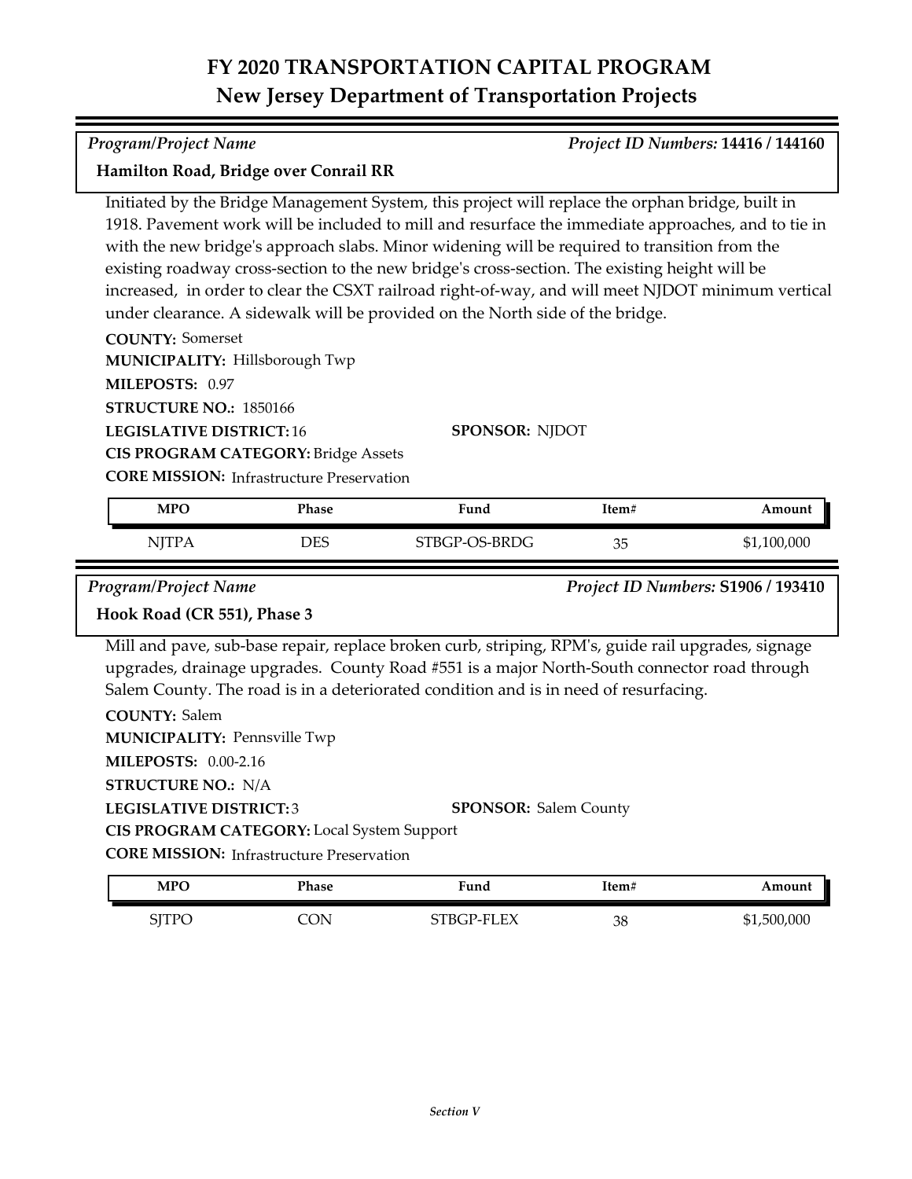# FY 2020 TRANSPORTATION CAPITAL PROGRAM
## New Jersey Department of Transportation Projects

*Program/Project Name* — *Project ID Numbers:* **14416 / 144160**

**Hamilton Road, Bridge over Conrail RR**

Initiated by the Bridge Management System, this project will replace the orphan bridge, built in 1918. Pavement work will be included to mill and resurface the immediate approaches, and to tie in with the new bridge's approach slabs. Minor widening will be required to transition from the existing roadway cross-section to the new bridge's cross-section. The existing height will be increased, in order to clear the CSXT railroad right-of-way, and will meet NJDOT minimum vertical under clearance. A sidewalk will be provided on the North side of the bridge.

**COUNTY:** Somerset
**MUNICIPALITY:** Hillsborough Twp
**MILEPOSTS:** 0.97
**STRUCTURE NO.:** 1850166
**LEGISLATIVE DISTRICT:** 16
**SPONSOR:** NJDOT
**CIS PROGRAM CATEGORY:** Bridge Assets
**CORE MISSION:** Infrastructure Preservation

| MPO | Phase | Fund | Item# | Amount |
|---|---|---|---|---|
| NJTPA | DES | STBGP-OS-BRDG | 35 | $1,100,000 |

*Program/Project Name* — *Project ID Numbers:* **S1906 / 193410**

**Hook Road (CR 551), Phase 3**

Mill and pave, sub-base repair, replace broken curb, striping, RPM's, guide rail upgrades, signage upgrades, drainage upgrades. County Road #551 is a major North-South connector road through Salem County. The road is in a deteriorated condition and is in need of resurfacing.

**COUNTY:** Salem
**MUNICIPALITY:** Pennsville Twp
**MILEPOSTS:** 0.00-2.16
**STRUCTURE NO.:** N/A
**LEGISLATIVE DISTRICT:** 3
**SPONSOR:** Salem County
**CIS PROGRAM CATEGORY:** Local System Support
**CORE MISSION:** Infrastructure Preservation

| MPO | Phase | Fund | Item# | Amount |
|---|---|---|---|---|
| SJTPO | CON | STBGP-FLEX | 38 | $1,500,000 |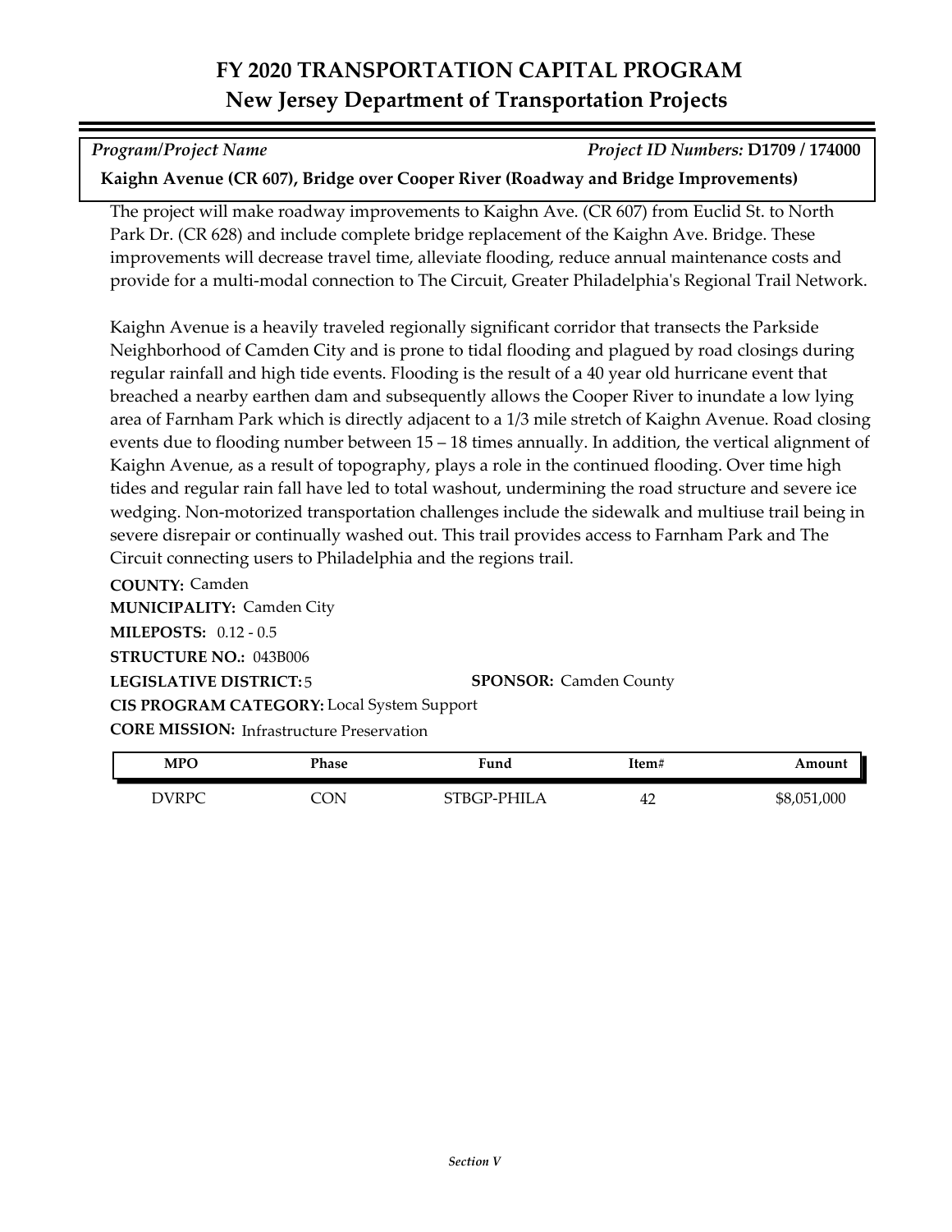# FY 2020 TRANSPORTATION CAPITAL PROGRAM
## New Jersey Department of Transportation Projects

*Program/Project Name* *Project ID Numbers:* **D1709 / 174000**

**Kaighn Avenue (CR 607), Bridge over Cooper River (Roadway and Bridge Improvements)**

The project will make roadway improvements to Kaighn Ave. (CR 607) from Euclid St. to North Park Dr. (CR 628) and include complete bridge replacement of the Kaighn Ave. Bridge. These improvements will decrease travel time, alleviate flooding, reduce annual maintenance costs and provide for a multi-modal connection to The Circuit, Greater Philadelphia's Regional Trail Network.

Kaighn Avenue is a heavily traveled regionally significant corridor that transects the Parkside Neighborhood of Camden City and is prone to tidal flooding and plagued by road closings during regular rainfall and high tide events. Flooding is the result of a 40 year old hurricane event that breached a nearby earthen dam and subsequently allows the Cooper River to inundate a low lying area of Farnham Park which is directly adjacent to a 1/3 mile stretch of Kaighn Avenue. Road closing events due to flooding number between 15 – 18 times annually. In addition, the vertical alignment of Kaighn Avenue, as a result of topography, plays a role in the continued flooding. Over time high tides and regular rain fall have led to total washout, undermining the road structure and severe ice wedging. Non-motorized transportation challenges include the sidewalk and multiuse trail being in severe disrepair or continually washed out. This trail provides access to Farnham Park and The Circuit connecting users to Philadelphia and the regions trail.

**COUNTY:** Camden
**MUNICIPALITY:** Camden City
**MILEPOSTS:** 0.12 - 0.5
**STRUCTURE NO.:** 043B006
**LEGISLATIVE DISTRICT:** 5 **SPONSOR:** Camden County
**CIS PROGRAM CATEGORY:** Local System Support
**CORE MISSION:** Infrastructure Preservation

| MPO | Phase | Fund | Item# | Amount |
|---|---|---|---|---|
| DVRPC | CON | STBGP-PHILA | 42 | $8,051,000 |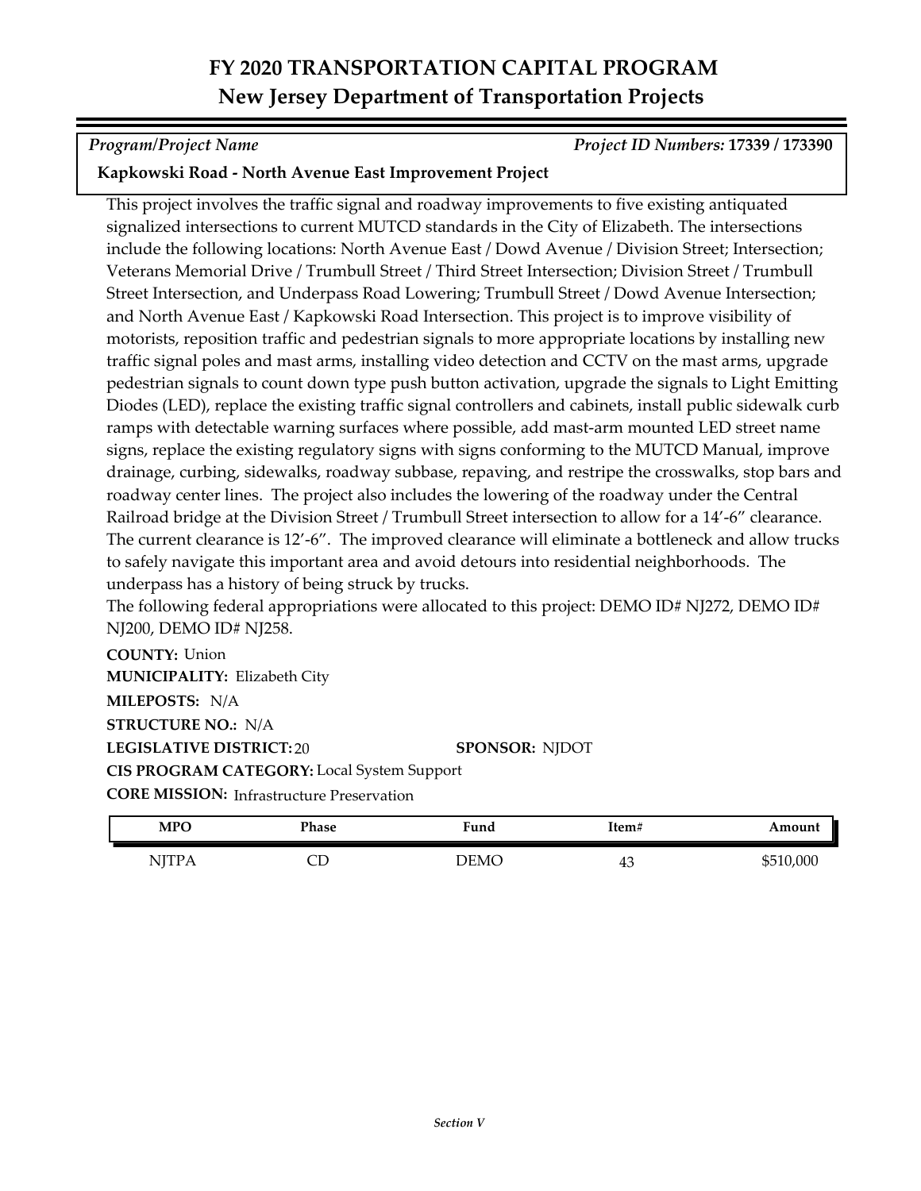# FY 2020 TRANSPORTATION CAPITAL PROGRAM
## New Jersey Department of Transportation Projects

*Program/Project Name* — *Project ID Numbers:* **17339 / 173390**

**Kapkowski Road - North Avenue East Improvement Project**

This project involves the traffic signal and roadway improvements to five existing antiquated signalized intersections to current MUTCD standards in the City of Elizabeth. The intersections include the following locations: North Avenue East / Dowd Avenue / Division Street; Intersection; Veterans Memorial Drive / Trumbull Street / Third Street Intersection; Division Street / Trumbull Street Intersection, and Underpass Road Lowering; Trumbull Street / Dowd Avenue Intersection; and North Avenue East / Kapkowski Road Intersection. This project is to improve visibility of motorists, reposition traffic and pedestrian signals to more appropriate locations by installing new traffic signal poles and mast arms, installing video detection and CCTV on the mast arms, upgrade pedestrian signals to count down type push button activation, upgrade the signals to Light Emitting Diodes (LED), replace the existing traffic signal controllers and cabinets, install public sidewalk curb ramps with detectable warning surfaces where possible, add mast-arm mounted LED street name signs, replace the existing regulatory signs with signs conforming to the MUTCD Manual, improve drainage, curbing, sidewalks, roadway subbase, repaving, and restripe the crosswalks, stop bars and roadway center lines. The project also includes the lowering of the roadway under the Central Railroad bridge at the Division Street / Trumbull Street intersection to allow for a 14'-6" clearance. The current clearance is 12'-6". The improved clearance will eliminate a bottleneck and allow trucks to safely navigate this important area and avoid detours into residential neighborhoods. The underpass has a history of being struck by trucks.
The following federal appropriations were allocated to this project: DEMO ID# NJ272, DEMO ID# NJ200, DEMO ID# NJ258.

**COUNTY:** Union
**MUNICIPALITY:** Elizabeth City
**MILEPOSTS:** N/A
**STRUCTURE NO.:** N/A
**LEGISLATIVE DISTRICT:** 20 **SPONSOR:** NJDOT
**CIS PROGRAM CATEGORY:** Local System Support
**CORE MISSION:** Infrastructure Preservation

| MPO | Phase | Fund | Item# | Amount |
|---|---|---|---|---|
| NJTPA | CD | DEMO | 43 | $510,000 |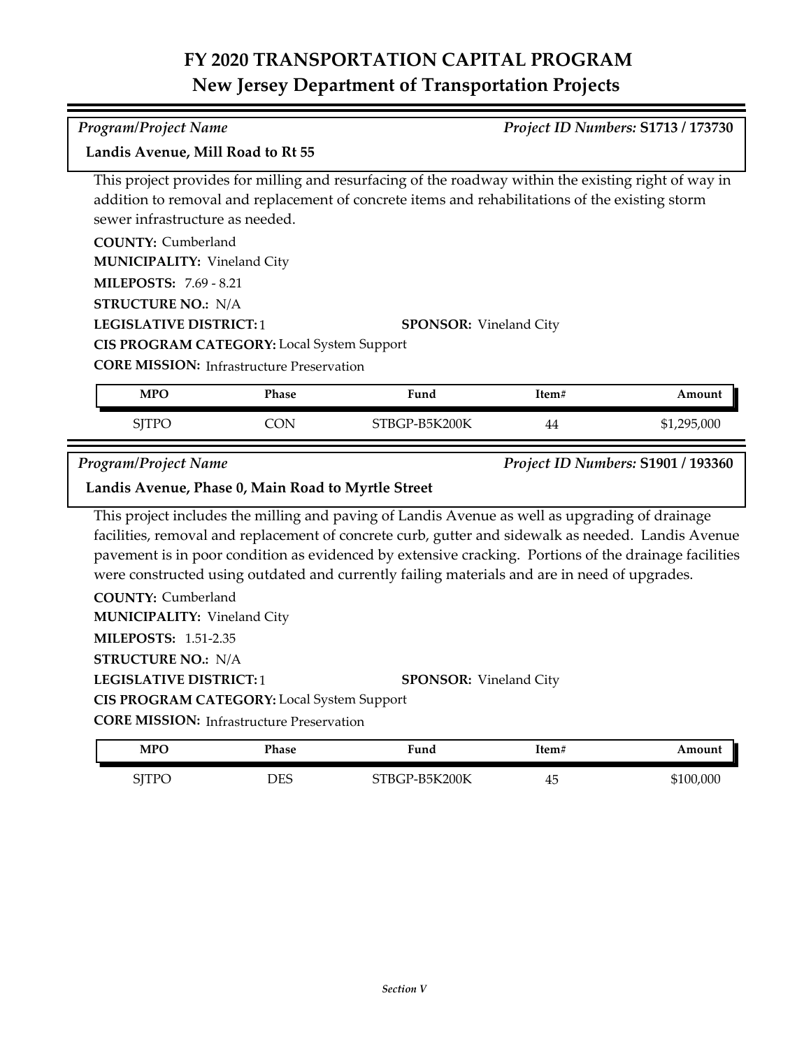# FY 2020 TRANSPORTATION CAPITAL PROGRAM
## New Jersey Department of Transportation Projects

*Program/Project Name* — *Project ID Numbers:* **S1713 / 173730**

**Landis Avenue, Mill Road to Rt 55**

This project provides for milling and resurfacing of the roadway within the existing right of way in addition to removal and replacement of concrete items and rehabilitations of the existing storm sewer infrastructure as needed.

**COUNTY:** Cumberland
**MUNICIPALITY:** Vineland City
**MILEPOSTS:** 7.69 - 8.21
**STRUCTURE NO.:** N/A
**LEGISLATIVE DISTRICT:** 1
**SPONSOR:** Vineland City
**CIS PROGRAM CATEGORY:** Local System Support
**CORE MISSION:** Infrastructure Preservation

| MPO | Phase | Fund | Item# | Amount |
|---|---|---|---|---|
| SJTPO | CON | STBGP-B5K200K | 44 | $1,295,000 |

*Program/Project Name* — *Project ID Numbers:* **S1901 / 193360**

**Landis Avenue, Phase 0, Main Road to Myrtle Street**

This project includes the milling and paving of Landis Avenue as well as upgrading of drainage facilities, removal and replacement of concrete curb, gutter and sidewalk as needed. Landis Avenue pavement is in poor condition as evidenced by extensive cracking. Portions of the drainage facilities were constructed using outdated and currently failing materials and are in need of upgrades.

**COUNTY:** Cumberland
**MUNICIPALITY:** Vineland City
**MILEPOSTS:** 1.51-2.35
**STRUCTURE NO.:** N/A
**LEGISLATIVE DISTRICT:** 1
**SPONSOR:** Vineland City
**CIS PROGRAM CATEGORY:** Local System Support
**CORE MISSION:** Infrastructure Preservation

| MPO | Phase | Fund | Item# | Amount |
|---|---|---|---|---|
| SJTPO | DES | STBGP-B5K200K | 45 | $100,000 |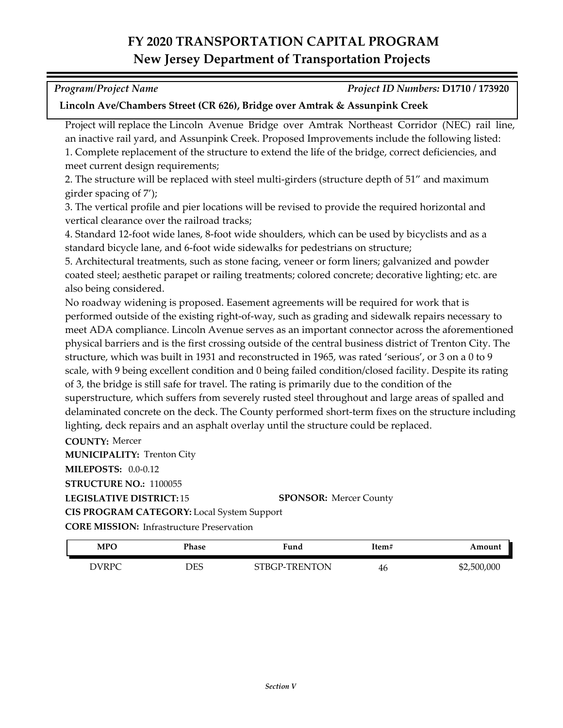# FY 2020 TRANSPORTATION CAPITAL PROGRAM
## New Jersey Department of Transportation Projects

*Program/Project Name* — *Project ID Numbers:* **D1710 / 173920**

**Lincoln Ave/Chambers Street (CR 626), Bridge over Amtrak & Assunpink Creek**

Project will replace the Lincoln Avenue Bridge over Amtrak Northeast Corridor (NEC) rail line, an inactive rail yard, and Assunpink Creek. Proposed Improvements include the following listed:
1. Complete replacement of the structure to extend the life of the bridge, correct deficiencies, and meet current design requirements;
2. The structure will be replaced with steel multi-girders (structure depth of 51" and maximum girder spacing of 7');
3. The vertical profile and pier locations will be revised to provide the required horizontal and vertical clearance over the railroad tracks;
4. Standard 12-foot wide lanes, 8-foot wide shoulders, which can be used by bicyclists and as a standard bicycle lane, and 6-foot wide sidewalks for pedestrians on structure;
5. Architectural treatments, such as stone facing, veneer or form liners; galvanized and powder coated steel; aesthetic parapet or railing treatments; colored concrete; decorative lighting; etc. are also being considered.

No roadway widening is proposed. Easement agreements will be required for work that is performed outside of the existing right-of-way, such as grading and sidewalk repairs necessary to meet ADA compliance. Lincoln Avenue serves as an important connector across the aforementioned physical barriers and is the first crossing outside of the central business district of Trenton City. The structure, which was built in 1931 and reconstructed in 1965, was rated 'serious', or 3 on a 0 to 9 scale, with 9 being excellent condition and 0 being failed condition/closed facility. Despite its rating of 3, the bridge is still safe for travel. The rating is primarily due to the condition of the superstructure, which suffers from severely rusted steel throughout and large areas of spalled and delaminated concrete on the deck. The County performed short-term fixes on the structure including lighting, deck repairs and an asphalt overlay until the structure could be replaced.

**COUNTY:** Mercer
**MUNICIPALITY:** Trenton City
**MILEPOSTS:** 0.0-0.12
**STRUCTURE NO.:** 1100055
**LEGISLATIVE DISTRICT:** 15
**SPONSOR:** Mercer County
**CIS PROGRAM CATEGORY:** Local System Support
**CORE MISSION:** Infrastructure Preservation

| MPO | Phase | Fund | Item# | Amount |
|---|---|---|---|---|
| DVRPC | DES | STBGP-TRENTON | 46 | $2,500,000 |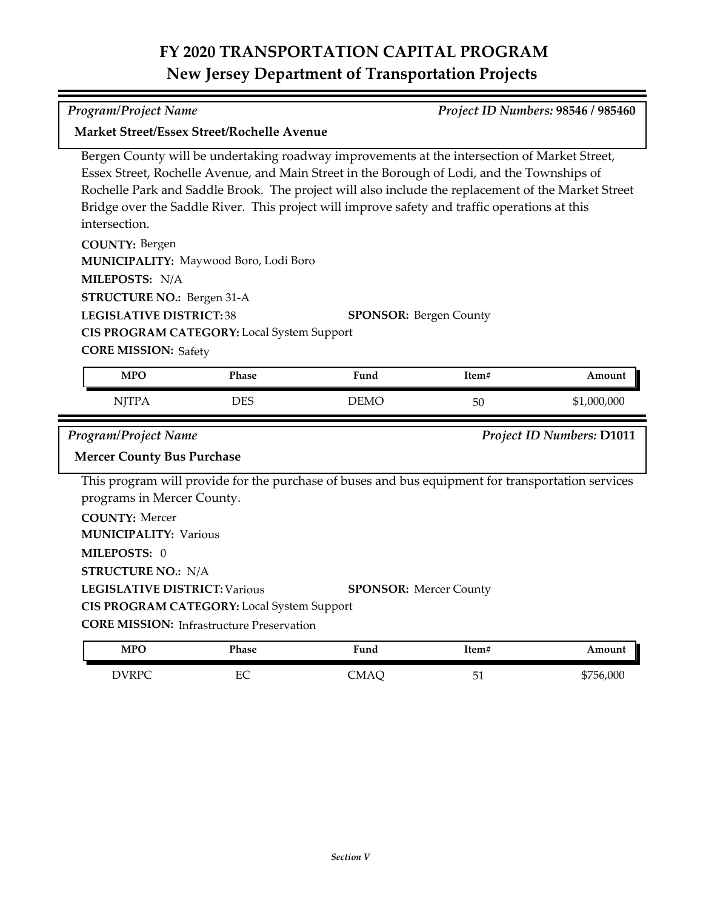# FY 2020 TRANSPORTATION CAPITAL PROGRAM
## New Jersey Department of Transportation Projects

*Program/Project Name* *Project ID Numbers:* **98546 / 985460**

**Market Street/Essex Street/Rochelle Avenue**

Bergen County will be undertaking roadway improvements at the intersection of Market Street, Essex Street, Rochelle Avenue, and Main Street in the Borough of Lodi, and the Townships of Rochelle Park and Saddle Brook. The project will also include the replacement of the Market Street Bridge over the Saddle River. This project will improve safety and traffic operations at this intersection.

**COUNTY:** Bergen
**MUNICIPALITY:** Maywood Boro, Lodi Boro
**MILEPOSTS:** N/A
**STRUCTURE NO.:** Bergen 31-A
**LEGISLATIVE DISTRICT:** 38
**SPONSOR:** Bergen County
**CIS PROGRAM CATEGORY:** Local System Support
**CORE MISSION:** Safety

| MPO | Phase | Fund | Item# | Amount |
|---|---|---|---|---|
| NJTPA | DES | DEMO | 50 | $1,000,000 |

*Program/Project Name* *Project ID Numbers:* **D1011**

**Mercer County Bus Purchase**

This program will provide for the purchase of buses and bus equipment for transportation services programs in Mercer County.

**COUNTY:** Mercer
**MUNICIPALITY:** Various
**MILEPOSTS:** 0
**STRUCTURE NO.:** N/A
**LEGISLATIVE DISTRICT:** Various
**SPONSOR:** Mercer County
**CIS PROGRAM CATEGORY:** Local System Support
**CORE MISSION:** Infrastructure Preservation

| MPO | Phase | Fund | Item# | Amount |
|---|---|---|---|---|
| DVRPC | EC | CMAQ | 51 | $756,000 |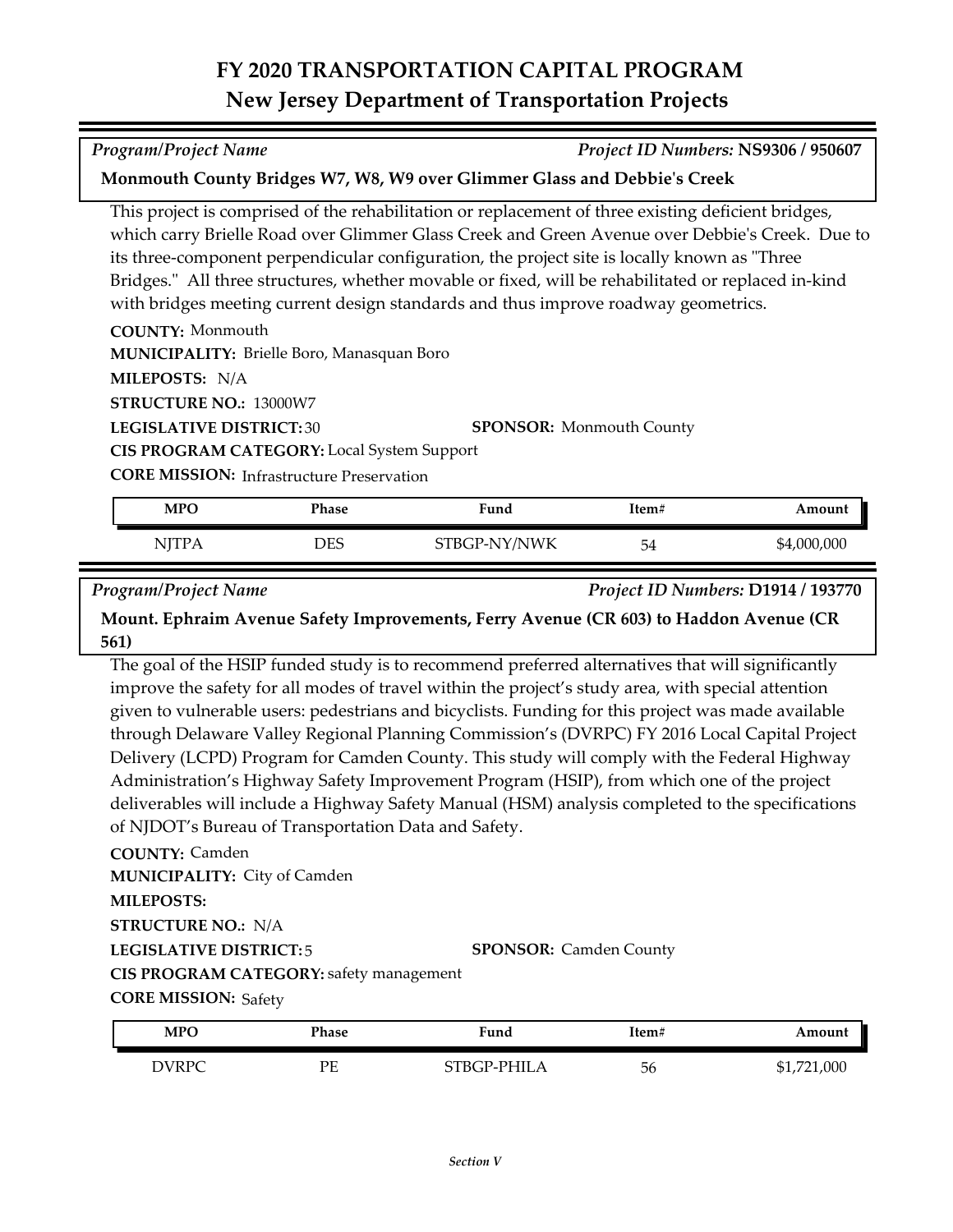# FY 2020 TRANSPORTATION CAPITAL PROGRAM
## New Jersey Department of Transportation Projects

*Program/Project Name* — *Project ID Numbers:* **NS9306 / 950607**

**Monmouth County Bridges W7, W8, W9 over Glimmer Glass and Debbie's Creek**

This project is comprised of the rehabilitation or replacement of three existing deficient bridges, which carry Brielle Road over Glimmer Glass Creek and Green Avenue over Debbie's Creek. Due to its three-component perpendicular configuration, the project site is locally known as "Three Bridges." All three structures, whether movable or fixed, will be rehabilitated or replaced in-kind with bridges meeting current design standards and thus improve roadway geometrics.

**COUNTY:** Monmouth
**MUNICIPALITY:** Brielle Boro, Manasquan Boro
**MILEPOSTS:** N/A
**STRUCTURE NO.:** 13000W7
**LEGISLATIVE DISTRICT:** 30
**SPONSOR:** Monmouth County
**CIS PROGRAM CATEGORY:** Local System Support
**CORE MISSION:** Infrastructure Preservation

| MPO | Phase | Fund | Item# | Amount |
|---|---|---|---|---|
| NJTPA | DES | STBGP-NY/NWK | 54 | $4,000,000 |

*Program/Project Name* — *Project ID Numbers:* **D1914 / 193770**

**Mount. Ephraim Avenue Safety Improvements, Ferry Avenue (CR 603) to Haddon Avenue (CR 561)**

The goal of the HSIP funded study is to recommend preferred alternatives that will significantly improve the safety for all modes of travel within the project's study area, with special attention given to vulnerable users: pedestrians and bicyclists. Funding for this project was made available through Delaware Valley Regional Planning Commission's (DVRPC) FY 2016 Local Capital Project Delivery (LCPD) Program for Camden County. This study will comply with the Federal Highway Administration's Highway Safety Improvement Program (HSIP), from which one of the project deliverables will include a Highway Safety Manual (HSM) analysis completed to the specifications of NJDOT's Bureau of Transportation Data and Safety.

**COUNTY:** Camden
**MUNICIPALITY:** City of Camden
**MILEPOSTS:**
**STRUCTURE NO.:** N/A
**LEGISLATIVE DISTRICT:** 5
**SPONSOR:** Camden County
**CIS PROGRAM CATEGORY:** safety management
**CORE MISSION:** Safety

| MPO | Phase | Fund | Item# | Amount |
|---|---|---|---|---|
| DVRPC | PE | STBGP-PHILA | 56 | $1,721,000 |

*Section V*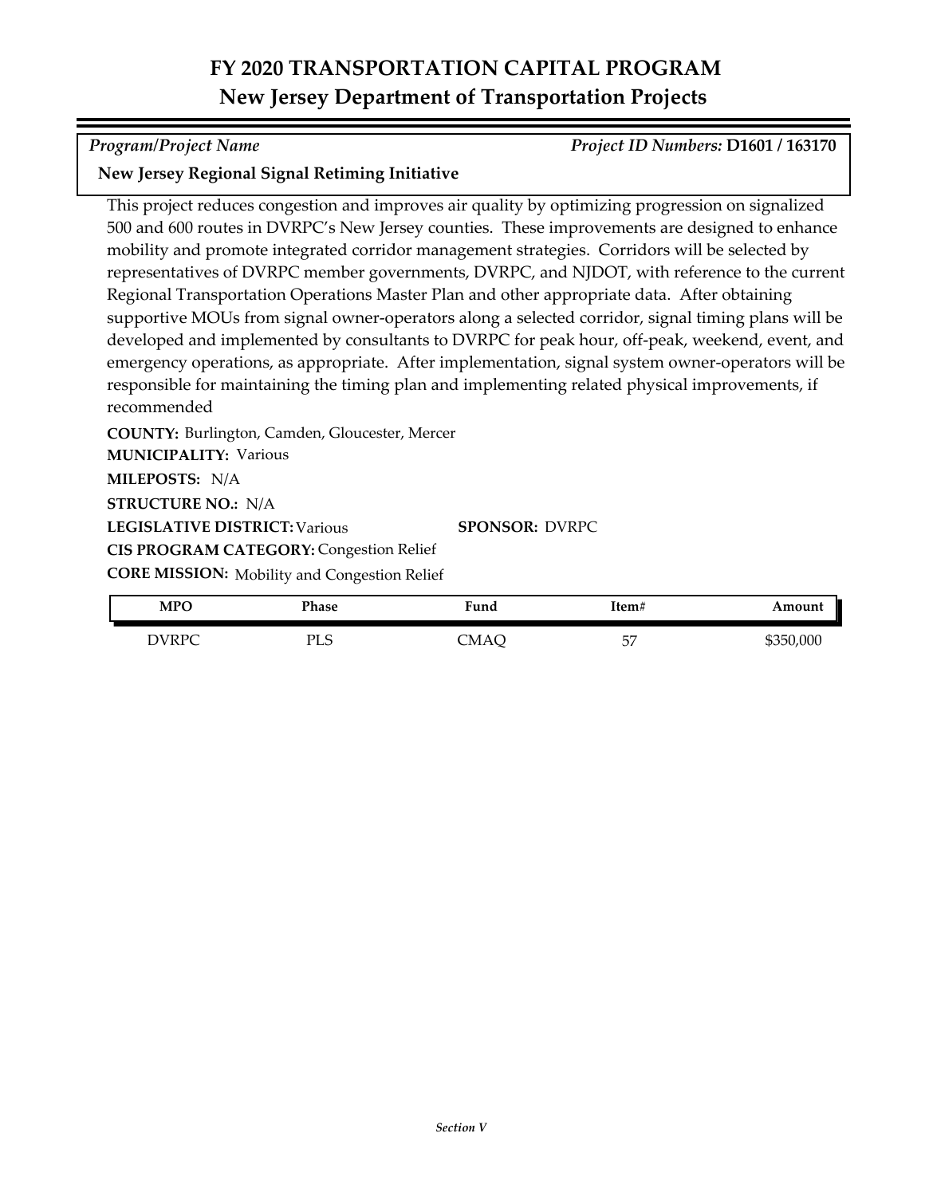# FY 2020 TRANSPORTATION CAPITAL PROGRAM
## New Jersey Department of Transportation Projects

*Program/Project Name* *Project ID Numbers:* **D1601 / 163170**

**New Jersey Regional Signal Retiming Initiative**

This project reduces congestion and improves air quality by optimizing progression on signalized 500 and 600 routes in DVRPC's New Jersey counties. These improvements are designed to enhance mobility and promote integrated corridor management strategies. Corridors will be selected by representatives of DVRPC member governments, DVRPC, and NJDOT, with reference to the current Regional Transportation Operations Master Plan and other appropriate data. After obtaining supportive MOUs from signal owner-operators along a selected corridor, signal timing plans will be developed and implemented by consultants to DVRPC for peak hour, off-peak, weekend, event, and emergency operations, as appropriate. After implementation, signal system owner-operators will be responsible for maintaining the timing plan and implementing related physical improvements, if recommended

**COUNTY:** Burlington, Camden, Gloucester, Mercer

**MUNICIPALITY:** Various

**MILEPOSTS:** N/A

**STRUCTURE NO.:** N/A

**LEGISLATIVE DISTRICT:** Various **SPONSOR:** DVRPC

**CIS PROGRAM CATEGORY:** Congestion Relief

**CORE MISSION:** Mobility and Congestion Relief

| MPO | Phase | Fund | Item# | Amount |
|---|---|---|---|---|
| DVRPC | PLS | CMAQ | 57 | $350,000 |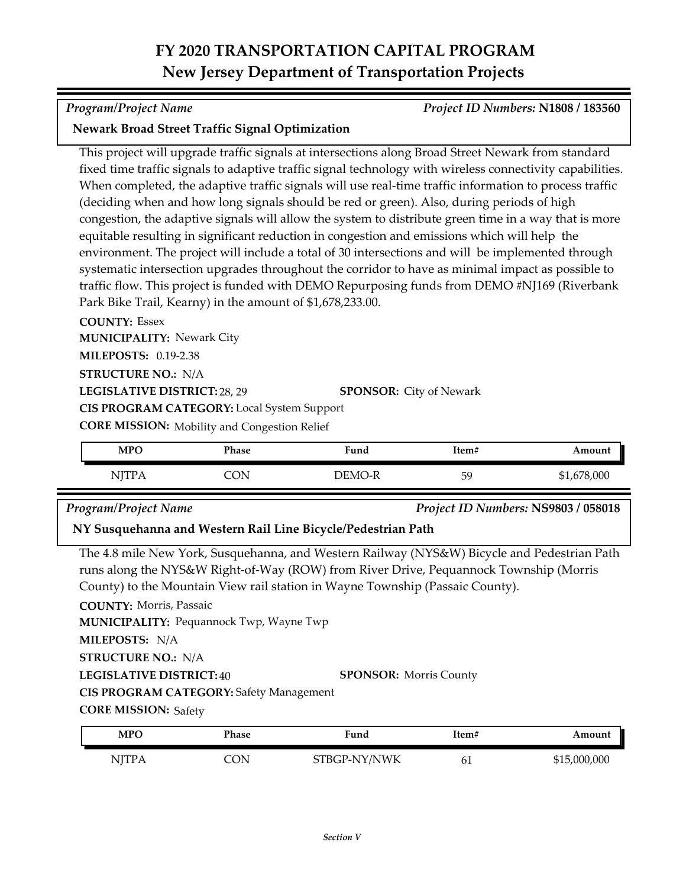# FY 2020 TRANSPORTATION CAPITAL PROGRAM
## New Jersey Department of Transportation Projects

*Program/Project Name* *Project ID Numbers:* **N1808 / 183560**

**Newark Broad Street Traffic Signal Optimization**

This project will upgrade traffic signals at intersections along Broad Street Newark from standard fixed time traffic signals to adaptive traffic signal technology with wireless connectivity capabilities. When completed, the adaptive traffic signals will use real-time traffic information to process traffic (deciding when and how long signals should be red or green). Also, during periods of high congestion, the adaptive signals will allow the system to distribute green time in a way that is more equitable resulting in significant reduction in congestion and emissions which will help the environment. The project will include a total of 30 intersections and will be implemented through systematic intersection upgrades throughout the corridor to have as minimal impact as possible to traffic flow. This project is funded with DEMO Repurposing funds from DEMO #NJ169 (Riverbank Park Bike Trail, Kearny) in the amount of $1,678,233.00.

**COUNTY:** Essex
**MUNICIPALITY:** Newark City
**MILEPOSTS:** 0.19-2.38
**STRUCTURE NO.:** N/A
**LEGISLATIVE DISTRICT:** 28, 29
**SPONSOR:** City of Newark
**CIS PROGRAM CATEGORY:** Local System Support
**CORE MISSION:** Mobility and Congestion Relief

| MPO | Phase | Fund | Item# | Amount |
|---|---|---|---|---|
| NJTPA | CON | DEMO-R | 59 | $1,678,000 |

*Program/Project Name* *Project ID Numbers:* **NS9803 / 058018**

**NY Susquehanna and Western Rail Line Bicycle/Pedestrian Path**

The 4.8 mile New York, Susquehanna, and Western Railway (NYS&W) Bicycle and Pedestrian Path runs along the NYS&W Right-of-Way (ROW) from River Drive, Pequannock Township (Morris County) to the Mountain View rail station in Wayne Township (Passaic County).

**COUNTY:** Morris, Passaic
**MUNICIPALITY:** Pequannock Twp, Wayne Twp
**MILEPOSTS:** N/A
**STRUCTURE NO.:** N/A
**LEGISLATIVE DISTRICT:** 40
**SPONSOR:** Morris County
**CIS PROGRAM CATEGORY:** Safety Management
**CORE MISSION:** Safety

| MPO | Phase | Fund | Item# | Amount |
|---|---|---|---|---|
| NJTPA | CON | STBGP-NY/NWK | 61 | $15,000,000 |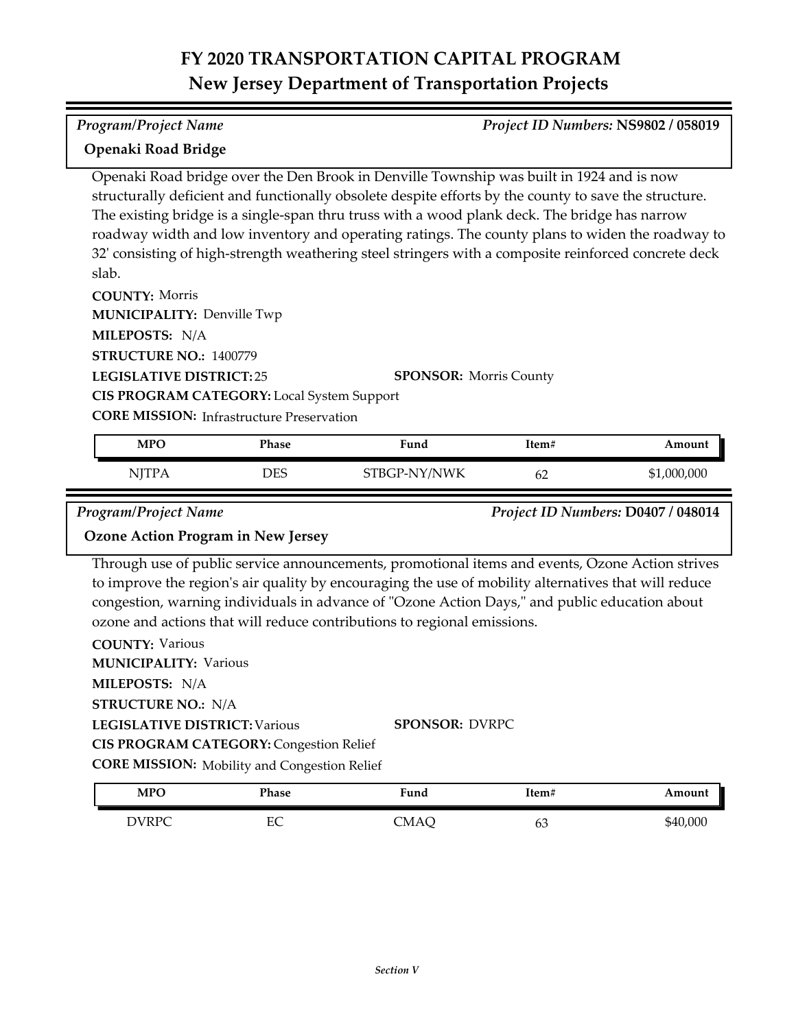# FY 2020 TRANSPORTATION CAPITAL PROGRAM
## New Jersey Department of Transportation Projects

*Program/Project Name* | *Project ID Numbers:* **NS9802 / 058019**

**Openaki Road Bridge**

Openaki Road bridge over the Den Brook in Denville Township was built in 1924 and is now structurally deficient and functionally obsolete despite efforts by the county to save the structure. The existing bridge is a single-span thru truss with a wood plank deck. The bridge has narrow roadway width and low inventory and operating ratings. The county plans to widen the roadway to 32' consisting of high-strength weathering steel stringers with a composite reinforced concrete deck slab.

**COUNTY:** Morris
**MUNICIPALITY:** Denville Twp
**MILEPOSTS:** N/A
**STRUCTURE NO.:** 1400779
**LEGISLATIVE DISTRICT:** 25
**SPONSOR:** Morris County
**CIS PROGRAM CATEGORY:** Local System Support
**CORE MISSION:** Infrastructure Preservation

| MPO | Phase | Fund | Item# | Amount |
|---|---|---|---|---|
| NJTPA | DES | STBGP-NY/NWK | 62 | $1,000,000 |

*Program/Project Name* | *Project ID Numbers:* **D0407 / 048014**

**Ozone Action Program in New Jersey**

Through use of public service announcements, promotional items and events, Ozone Action strives to improve the region's air quality by encouraging the use of mobility alternatives that will reduce congestion, warning individuals in advance of "Ozone Action Days," and public education about ozone and actions that will reduce contributions to regional emissions.

**COUNTY:** Various
**MUNICIPALITY:** Various
**MILEPOSTS:** N/A
**STRUCTURE NO.:** N/A
**LEGISLATIVE DISTRICT:** Various
**SPONSOR:** DVRPC
**CIS PROGRAM CATEGORY:** Congestion Relief
**CORE MISSION:** Mobility and Congestion Relief

| MPO | Phase | Fund | Item# | Amount |
|---|---|---|---|---|
| DVRPC | EC | CMAQ | 63 | $40,000 |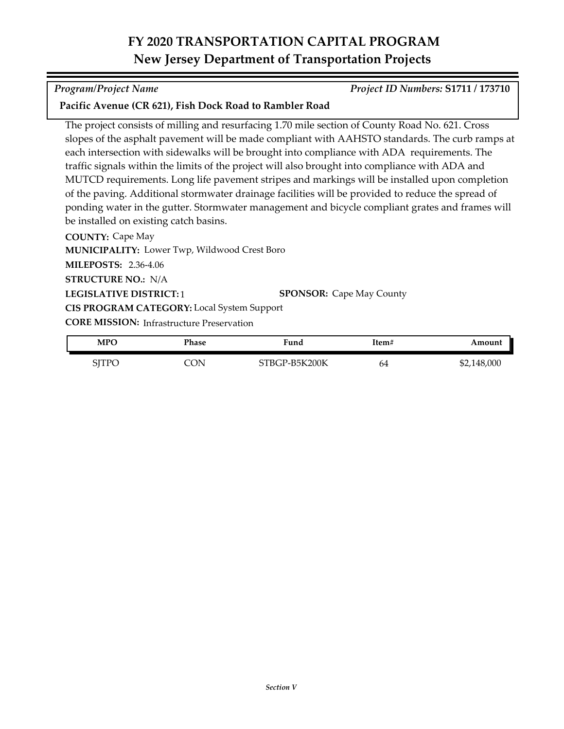# FY 2020 TRANSPORTATION CAPITAL PROGRAM
## New Jersey Department of Transportation Projects

*Program/Project Name* *Project ID Numbers:* **S1711 / 173710**

**Pacific Avenue (CR 621), Fish Dock Road to Rambler Road**

The project consists of milling and resurfacing 1.70 mile section of County Road No. 621. Cross slopes of the asphalt pavement will be made compliant with AAHSTO standards. The curb ramps at each intersection with sidewalks will be brought into compliance with ADA requirements. The traffic signals within the limits of the project will also brought into compliance with ADA and MUTCD requirements. Long life pavement stripes and markings will be installed upon completion of the paving. Additional stormwater drainage facilities will be provided to reduce the spread of ponding water in the gutter. Stormwater management and bicycle compliant grates and frames will be installed on existing catch basins.

**COUNTY:** Cape May

**MUNICIPALITY:** Lower Twp, Wildwood Crest Boro

**MILEPOSTS:** 2.36-4.06

**STRUCTURE NO.:** N/A

**LEGISLATIVE DISTRICT:** 1 **SPONSOR:** Cape May County

**CIS PROGRAM CATEGORY:** Local System Support

**CORE MISSION:** Infrastructure Preservation

| MPO | Phase | Fund | Item# | Amount |
|---|---|---|---|---|
| SJTPO | CON | STBGP-B5K200K | 64 | $2,148,000 |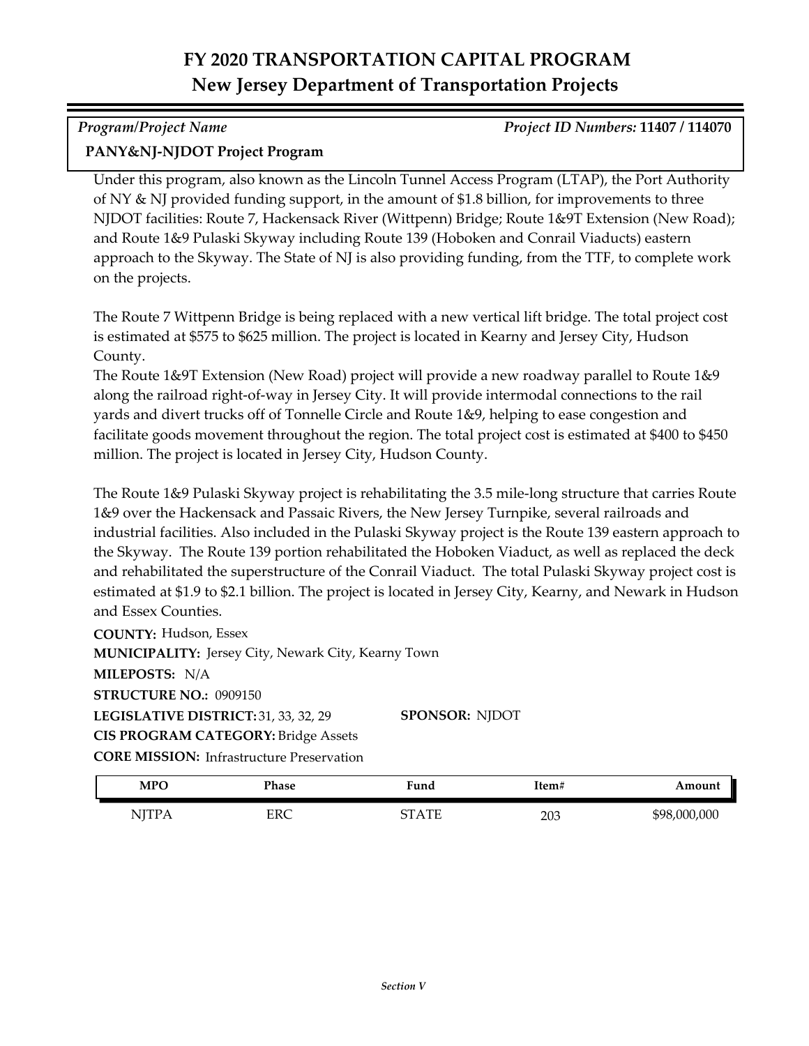# FY 2020 TRANSPORTATION CAPITAL PROGRAM
## New Jersey Department of Transportation Projects

*Program/Project Name* — *Project ID Numbers:* **11407 / 114070**

**PANY&NJ-NJDOT Project Program**

Under this program, also known as the Lincoln Tunnel Access Program (LTAP), the Port Authority of NY & NJ provided funding support, in the amount of $1.8 billion, for improvements to three NJDOT facilities: Route 7, Hackensack River (Wittpenn) Bridge; Route 1&9T Extension (New Road); and Route 1&9 Pulaski Skyway including Route 139 (Hoboken and Conrail Viaducts) eastern approach to the Skyway. The State of NJ is also providing funding, from the TTF, to complete work on the projects.

The Route 7 Wittpenn Bridge is being replaced with a new vertical lift bridge. The total project cost is estimated at $575 to $625 million. The project is located in Kearny and Jersey City, Hudson County.

The Route 1&9T Extension (New Road) project will provide a new roadway parallel to Route 1&9 along the railroad right-of-way in Jersey City. It will provide intermodal connections to the rail yards and divert trucks off of Tonnelle Circle and Route 1&9, helping to ease congestion and facilitate goods movement throughout the region. The total project cost is estimated at $400 to $450 million. The project is located in Jersey City, Hudson County.

The Route 1&9 Pulaski Skyway project is rehabilitating the 3.5 mile-long structure that carries Route 1&9 over the Hackensack and Passaic Rivers, the New Jersey Turnpike, several railroads and industrial facilities. Also included in the Pulaski Skyway project is the Route 139 eastern approach to the Skyway. The Route 139 portion rehabilitated the Hoboken Viaduct, as well as replaced the deck and rehabilitated the superstructure of the Conrail Viaduct. The total Pulaski Skyway project cost is estimated at $1.9 to $2.1 billion. The project is located in Jersey City, Kearny, and Newark in Hudson and Essex Counties.

**COUNTY:** Hudson, Essex

**MUNICIPALITY:** Jersey City, Newark City, Kearny Town

**MILEPOSTS:** N/A

**STRUCTURE NO.:** 0909150

**LEGISLATIVE DISTRICT:** 31, 33, 32, 29

**SPONSOR:** NJDOT

**CIS PROGRAM CATEGORY:** Bridge Assets

**CORE MISSION:** Infrastructure Preservation

| MPO | Phase | Fund | Item# | Amount |
|---|---|---|---|---|
| NJTPA | ERC | STATE | 203 | $98,000,000 |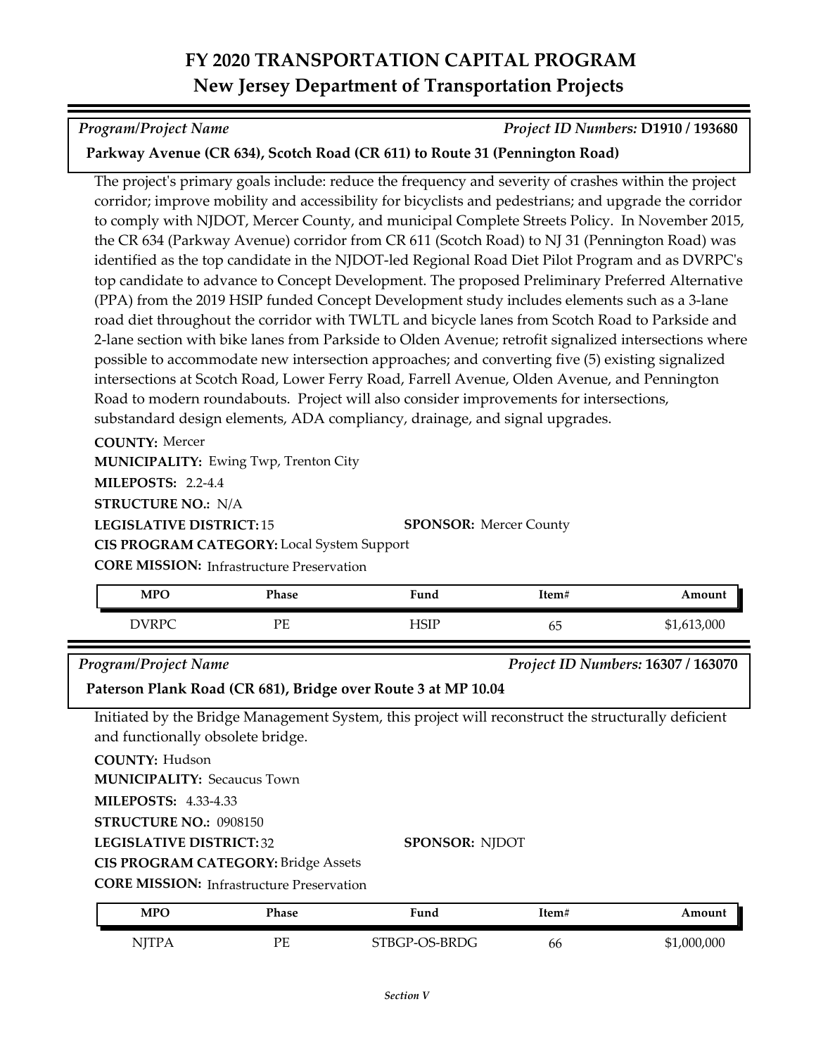# FY 2020 TRANSPORTATION CAPITAL PROGRAM
## New Jersey Department of Transportation Projects

*Program/Project Name* *Project ID Numbers:* **D1910 / 193680**

**Parkway Avenue (CR 634), Scotch Road (CR 611) to Route 31 (Pennington Road)**

The project's primary goals include: reduce the frequency and severity of crashes within the project corridor; improve mobility and accessibility for bicyclists and pedestrians; and upgrade the corridor to comply with NJDOT, Mercer County, and municipal Complete Streets Policy. In November 2015, the CR 634 (Parkway Avenue) corridor from CR 611 (Scotch Road) to NJ 31 (Pennington Road) was identified as the top candidate in the NJDOT-led Regional Road Diet Pilot Program and as DVRPC's top candidate to advance to Concept Development. The proposed Preliminary Preferred Alternative (PPA) from the 2019 HSIP funded Concept Development study includes elements such as a 3-lane road diet throughout the corridor with TWLTL and bicycle lanes from Scotch Road to Parkside and 2-lane section with bike lanes from Parkside to Olden Avenue; retrofit signalized intersections where possible to accommodate new intersection approaches; and converting five (5) existing signalized intersections at Scotch Road, Lower Ferry Road, Farrell Avenue, Olden Avenue, and Pennington Road to modern roundabouts. Project will also consider improvements for intersections, substandard design elements, ADA compliancy, drainage, and signal upgrades.

**COUNTY:** Mercer
**MUNICIPALITY:** Ewing Twp, Trenton City
**MILEPOSTS:** 2.2-4.4
**STRUCTURE NO.:** N/A
**LEGISLATIVE DISTRICT:** 15
**SPONSOR:** Mercer County
**CIS PROGRAM CATEGORY:** Local System Support
**CORE MISSION:** Infrastructure Preservation

| MPO | Phase | Fund | Item# | Amount |
|---|---|---|---|---|
| DVRPC | PE | HSIP | 65 | $1,613,000 |

*Program/Project Name* *Project ID Numbers:* **16307 / 163070**

**Paterson Plank Road (CR 681), Bridge over Route 3 at MP 10.04**

Initiated by the Bridge Management System, this project will reconstruct the structurally deficient and functionally obsolete bridge.

**COUNTY:** Hudson
**MUNICIPALITY:** Secaucus Town
**MILEPOSTS:** 4.33-4.33
**STRUCTURE NO.:** 0908150
**LEGISLATIVE DISTRICT:** 32
**SPONSOR:** NJDOT
**CIS PROGRAM CATEGORY:** Bridge Assets
**CORE MISSION:** Infrastructure Preservation

| MPO | Phase | Fund | Item# | Amount |
|---|---|---|---|---|
| NJTPA | PE | STBGP-OS-BRDG | 66 | $1,000,000 |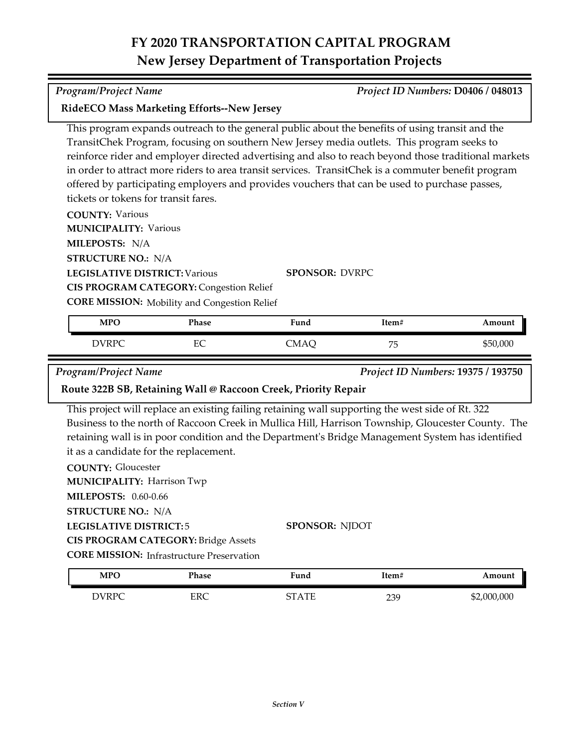# FY 2020 TRANSPORTATION CAPITAL PROGRAM
## New Jersey Department of Transportation Projects

*Program/Project Name* — *Project ID Numbers:* **D0406 / 048013**

**RideECO Mass Marketing Efforts--New Jersey**

This program expands outreach to the general public about the benefits of using transit and the TransitChek Program, focusing on southern New Jersey media outlets. This program seeks to reinforce rider and employer directed advertising and also to reach beyond those traditional markets in order to attract more riders to area transit services. TransitChek is a commuter benefit program offered by participating employers and provides vouchers that can be used to purchase passes, tickets or tokens for transit fares.

**COUNTY:** Various
**MUNICIPALITY:** Various
**MILEPOSTS:** N/A
**STRUCTURE NO.:** N/A
**LEGISLATIVE DISTRICT:** Various
**SPONSOR:** DVRPC
**CIS PROGRAM CATEGORY:** Congestion Relief
**CORE MISSION:** Mobility and Congestion Relief

| MPO | Phase | Fund | Item# | Amount |
|---|---|---|---|---|
| DVRPC | EC | CMAQ | 75 | $50,000 |

*Program/Project Name* — *Project ID Numbers:* **19375 / 193750**

**Route 322B SB, Retaining Wall @ Raccoon Creek, Priority Repair**

This project will replace an existing failing retaining wall supporting the west side of Rt. 322 Business to the north of Raccoon Creek in Mullica Hill, Harrison Township, Gloucester County. The retaining wall is in poor condition and the Department's Bridge Management System has identified it as a candidate for the replacement.

**COUNTY:** Gloucester
**MUNICIPALITY:** Harrison Twp
**MILEPOSTS:** 0.60-0.66
**STRUCTURE NO.:** N/A
**LEGISLATIVE DISTRICT:** 5
**SPONSOR:** NJDOT
**CIS PROGRAM CATEGORY:** Bridge Assets
**CORE MISSION:** Infrastructure Preservation

| MPO | Phase | Fund | Item# | Amount |
|---|---|---|---|---|
| DVRPC | ERC | STATE | 239 | $2,000,000 |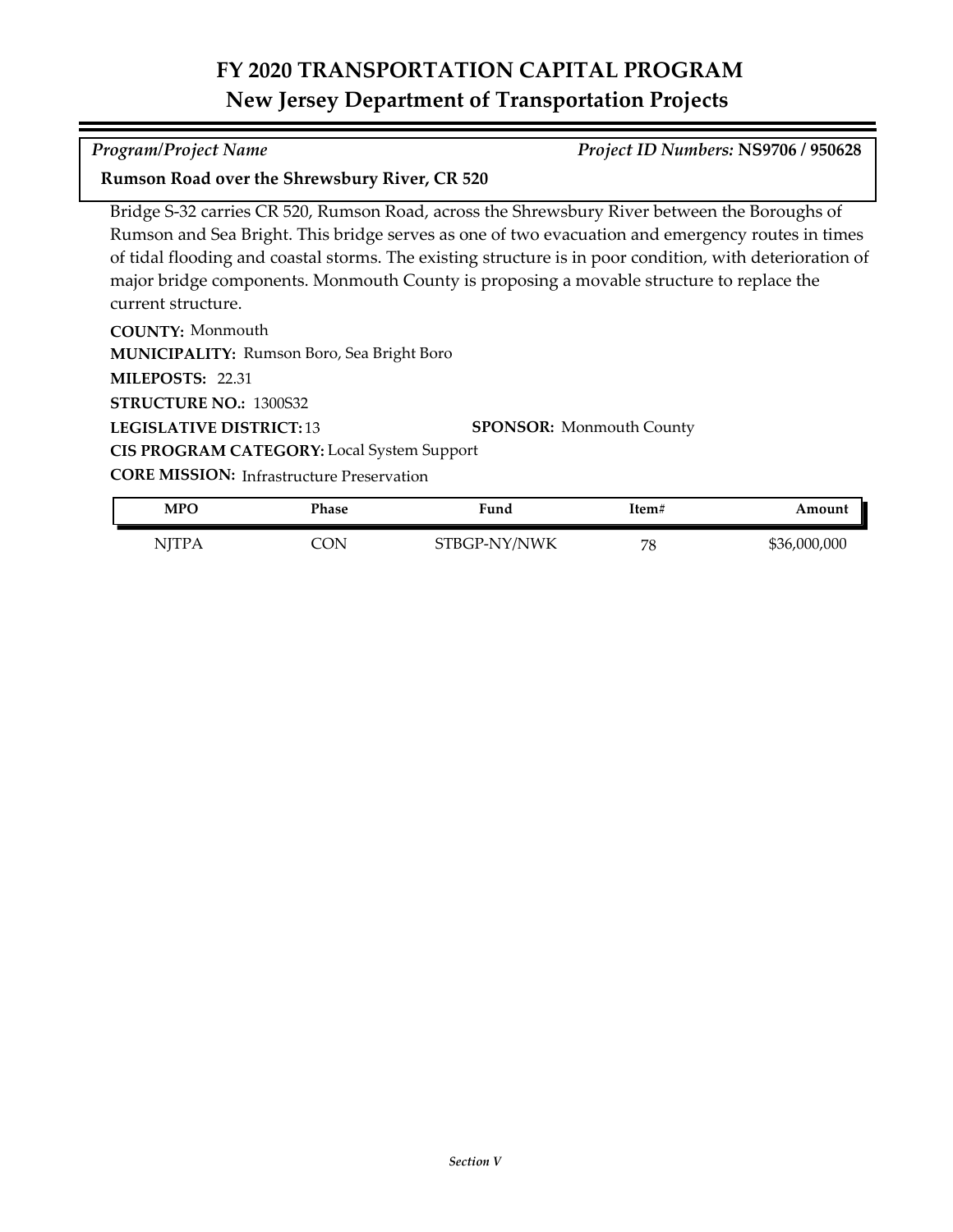# FY 2020 TRANSPORTATION CAPITAL PROGRAM
## New Jersey Department of Transportation Projects

*Program/Project Name* *Project ID Numbers:* **NS9706 / 950628**

**Rumson Road over the Shrewsbury River, CR 520**

Bridge S-32 carries CR 520, Rumson Road, across the Shrewsbury River between the Boroughs of Rumson and Sea Bright. This bridge serves as one of two evacuation and emergency routes in times of tidal flooding and coastal storms. The existing structure is in poor condition, with deterioration of major bridge components. Monmouth County is proposing a movable structure to replace the current structure.

**COUNTY:** Monmouth

**MUNICIPALITY:** Rumson Boro, Sea Bright Boro

**MILEPOSTS:** 22.31

**STRUCTURE NO.:** 1300S32

**LEGISLATIVE DISTRICT:** 13

**SPONSOR:** Monmouth County

**CIS PROGRAM CATEGORY:** Local System Support

**CORE MISSION:** Infrastructure Preservation

| MPO | Phase | Fund | Item# | Amount |
|---|---|---|---|---|
| NJTPA | CON | STBGP-NY/NWK | 78 | $36,000,000 |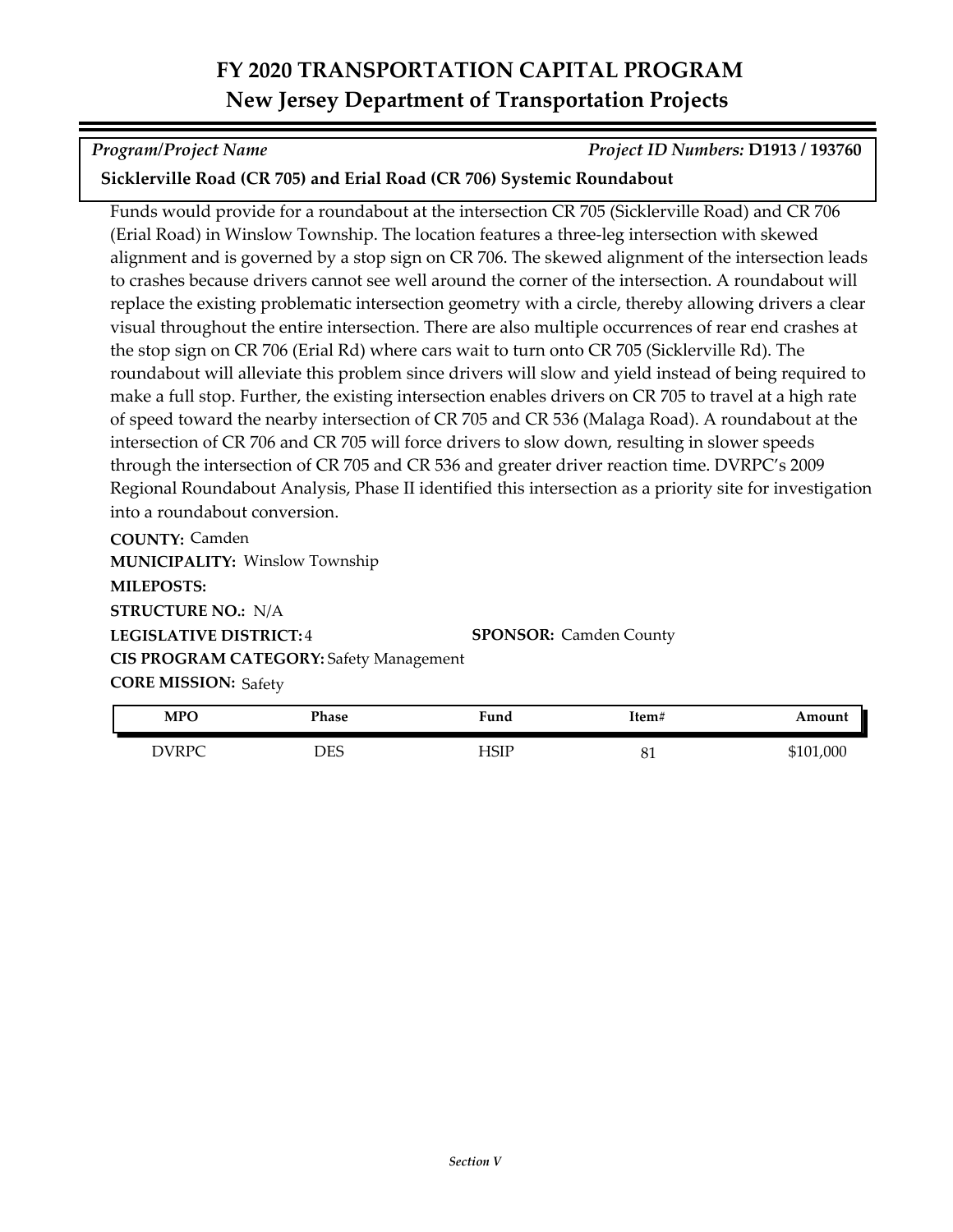# FY 2020 TRANSPORTATION CAPITAL PROGRAM
## New Jersey Department of Transportation Projects

*Program/Project Name* *Project ID Numbers:* **D1913 / 193760**

**Sicklerville Road (CR 705) and Erial Road (CR 706) Systemic Roundabout**

Funds would provide for a roundabout at the intersection CR 705 (Sicklerville Road) and CR 706 (Erial Road) in Winslow Township. The location features a three-leg intersection with skewed alignment and is governed by a stop sign on CR 706. The skewed alignment of the intersection leads to crashes because drivers cannot see well around the corner of the intersection. A roundabout will replace the existing problematic intersection geometry with a circle, thereby allowing drivers a clear visual throughout the entire intersection. There are also multiple occurrences of rear end crashes at the stop sign on CR 706 (Erial Rd) where cars wait to turn onto CR 705 (Sicklerville Rd). The roundabout will alleviate this problem since drivers will slow and yield instead of being required to make a full stop. Further, the existing intersection enables drivers on CR 705 to travel at a high rate of speed toward the nearby intersection of CR 705 and CR 536 (Malaga Road). A roundabout at the intersection of CR 706 and CR 705 will force drivers to slow down, resulting in slower speeds through the intersection of CR 705 and CR 536 and greater driver reaction time. DVRPC's 2009 Regional Roundabout Analysis, Phase II identified this intersection as a priority site for investigation into a roundabout conversion.

**COUNTY:** Camden
**MUNICIPALITY:** Winslow Township
**MILEPOSTS:**
**STRUCTURE NO.:** N/A
**LEGISLATIVE DISTRICT:** 4
**SPONSOR:** Camden County
**CIS PROGRAM CATEGORY:** Safety Management
**CORE MISSION:** Safety

| MPO | Phase | Fund | Item# | Amount |
|---|---|---|---|---|
| DVRPC | DES | HSIP | 81 | $101,000 |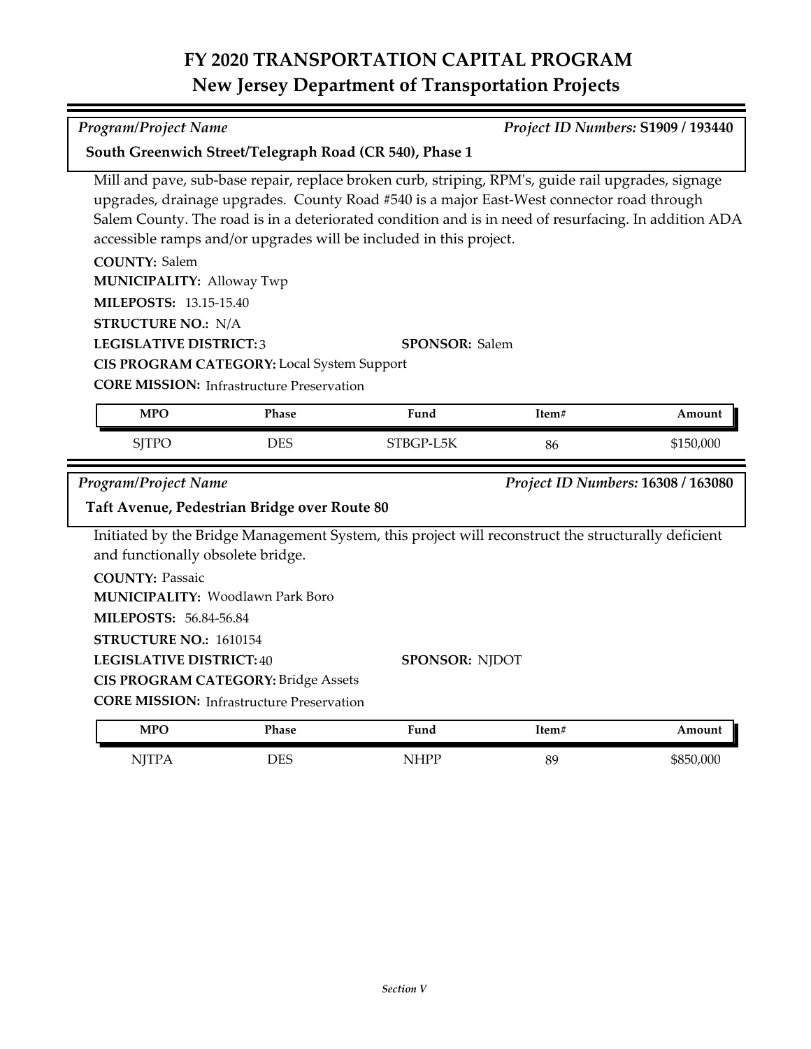# FY 2020 TRANSPORTATION CAPITAL PROGRAM
## New Jersey Department of Transportation Projects

*Program/Project Name* — *Project ID Numbers:* **S1909 / 193440**

**South Greenwich Street/Telegraph Road (CR 540), Phase 1**

Mill and pave, sub-base repair, replace broken curb, striping, RPM's, guide rail upgrades, signage upgrades, drainage upgrades. County Road #540 is a major East-West connector road through Salem County. The road is in a deteriorated condition and is in need of resurfacing. In addition ADA accessible ramps and/or upgrades will be included in this project.

**COUNTY:** Salem
**MUNICIPALITY:** Alloway Twp
**MILEPOSTS:** 13.15-15.40
**STRUCTURE NO.:** N/A
**LEGISLATIVE DISTRICT:** 3
**SPONSOR:** Salem
**CIS PROGRAM CATEGORY:** Local System Support
**CORE MISSION:** Infrastructure Preservation

| MPO | Phase | Fund | Item# | Amount |
|---|---|---|---|---|
| SJTPO | DES | STBGP-L5K | 86 | $150,000 |

*Program/Project Name* — *Project ID Numbers:* **16308 / 163080**

**Taft Avenue, Pedestrian Bridge over Route 80**

Initiated by the Bridge Management System, this project will reconstruct the structurally deficient and functionally obsolete bridge.

**COUNTY:** Passaic
**MUNICIPALITY:** Woodlawn Park Boro
**MILEPOSTS:** 56.84-56.84
**STRUCTURE NO.:** 1610154
**LEGISLATIVE DISTRICT:** 40
**SPONSOR:** NJDOT
**CIS PROGRAM CATEGORY:** Bridge Assets
**CORE MISSION:** Infrastructure Preservation

| MPO | Phase | Fund | Item# | Amount |
|---|---|---|---|---|
| NJTPA | DES | NHPP | 89 | $850,000 |

*Section V*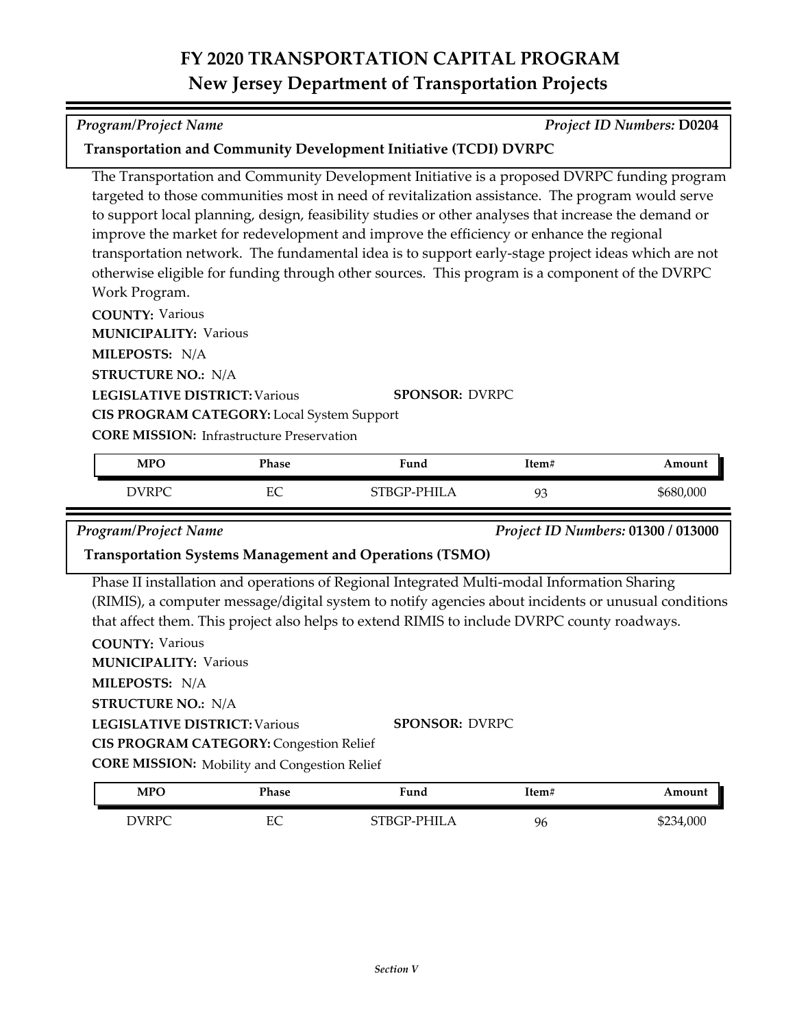# FY 2020 TRANSPORTATION CAPITAL PROGRAM
## New Jersey Department of Transportation Projects

*Program/Project Name* — *Project ID Numbers:* **D0204**

**Transportation and Community Development Initiative (TCDI) DVRPC**

The Transportation and Community Development Initiative is a proposed DVRPC funding program targeted to those communities most in need of revitalization assistance. The program would serve to support local planning, design, feasibility studies or other analyses that increase the demand or improve the market for redevelopment and improve the efficiency or enhance the regional transportation network. The fundamental idea is to support early-stage project ideas which are not otherwise eligible for funding through other sources. This program is a component of the DVRPC Work Program.

**COUNTY:** Various
**MUNICIPALITY:** Various
**MILEPOSTS:** N/A
**STRUCTURE NO.:** N/A
**LEGISLATIVE DISTRICT:** Various
**SPONSOR:** DVRPC
**CIS PROGRAM CATEGORY:** Local System Support
**CORE MISSION:** Infrastructure Preservation

| MPO | Phase | Fund | Item# | Amount |
|---|---|---|---|---|
| DVRPC | EC | STBGP-PHILA | 93 | $680,000 |

*Program/Project Name* — *Project ID Numbers:* **01300 / 013000**

**Transportation Systems Management and Operations (TSMO)**

Phase II installation and operations of Regional Integrated Multi-modal Information Sharing (RIMIS), a computer message/digital system to notify agencies about incidents or unusual conditions that affect them. This project also helps to extend RIMIS to include DVRPC county roadways.

**COUNTY:** Various
**MUNICIPALITY:** Various
**MILEPOSTS:** N/A
**STRUCTURE NO.:** N/A
**LEGISLATIVE DISTRICT:** Various
**SPONSOR:** DVRPC
**CIS PROGRAM CATEGORY:** Congestion Relief
**CORE MISSION:** Mobility and Congestion Relief

| MPO | Phase | Fund | Item# | Amount |
|---|---|---|---|---|
| DVRPC | EC | STBGP-PHILA | 96 | $234,000 |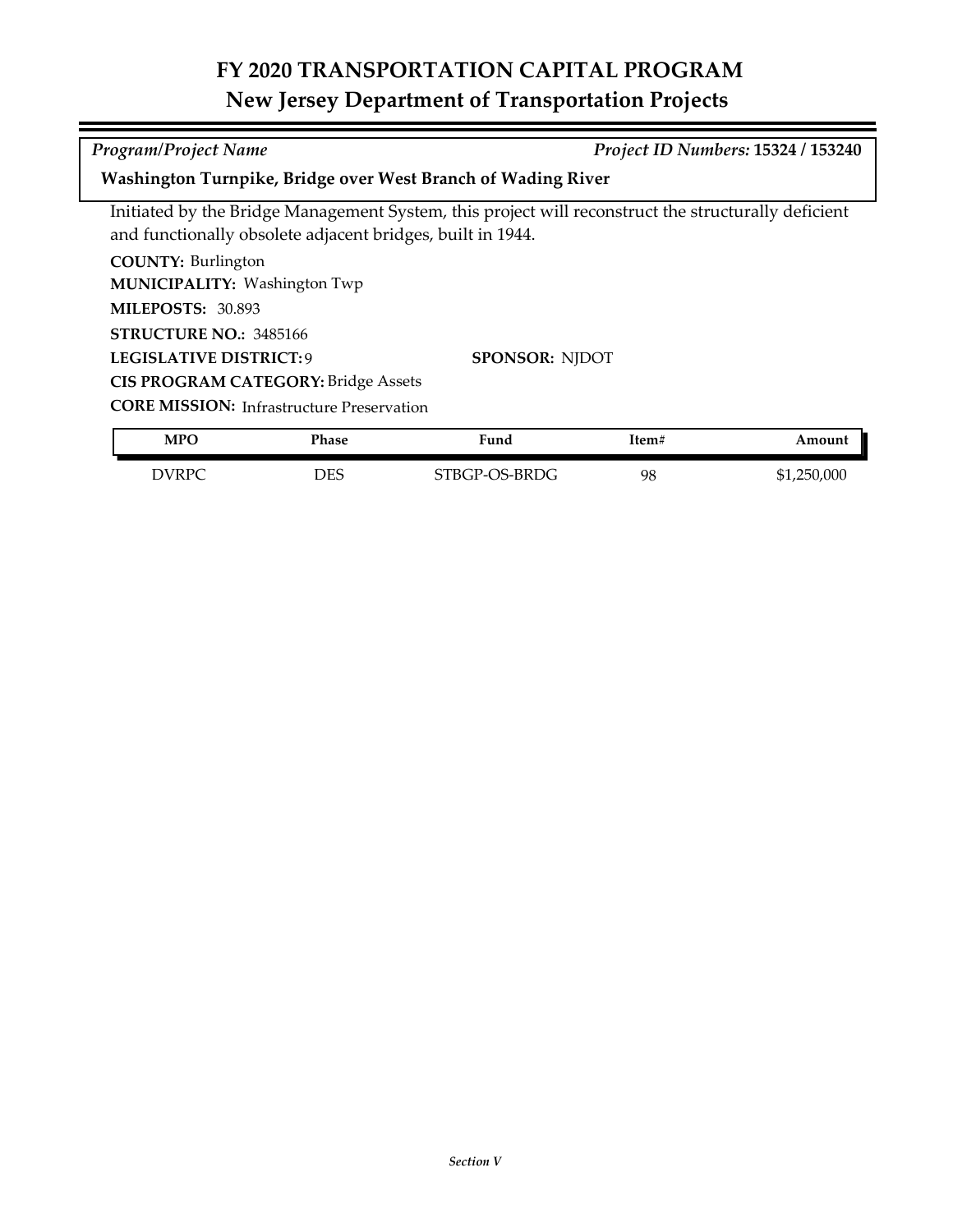# FY 2020 TRANSPORTATION CAPITAL PROGRAM

## New Jersey Department of Transportation Projects

*Program/Project Name* *Project ID Numbers:* **15324 / 153240**

### Washington Turnpike, Bridge over West Branch of Wading River

Initiated by the Bridge Management System, this project will reconstruct the structurally deficient and functionally obsolete adjacent bridges, built in 1944.

**COUNTY:** Burlington
**MUNICIPALITY:** Washington Twp
**MILEPOSTS:** 30.893
**STRUCTURE NO.:** 3485166
**LEGISLATIVE DISTRICT:** 9 **SPONSOR:** NJDOT
**CIS PROGRAM CATEGORY:** Bridge Assets
**CORE MISSION:** Infrastructure Preservation

| MPO | Phase | Fund | Item# | Amount |
|---|---|---|---|---|
| DVRPC | DES | STBGP-OS-BRDG | 98 | $1,250,000 |